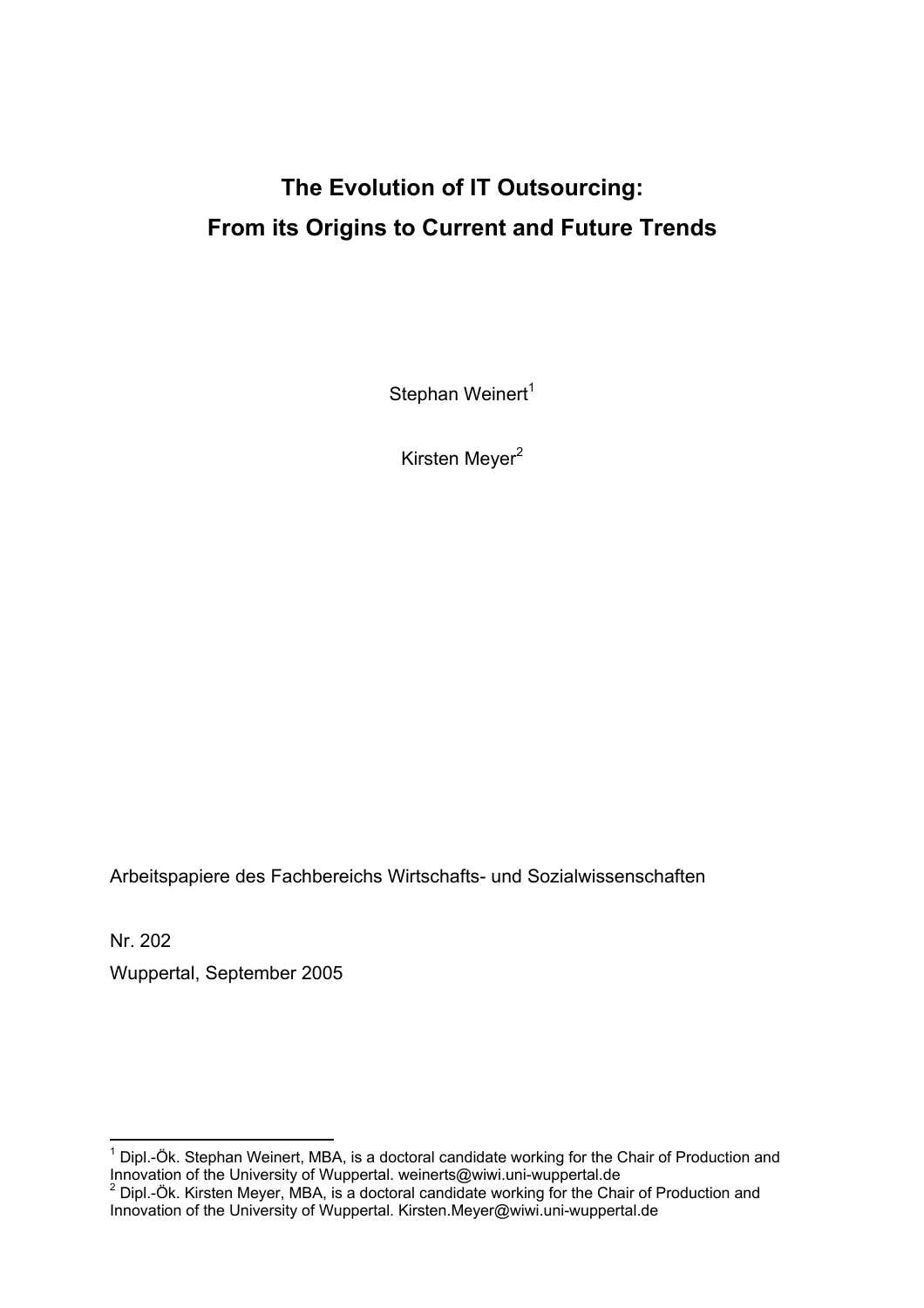# The Evolution of IT Outsourcing: From its Origins to Current and Future Trends

Stephan Weinert[1]

Kirsten Meyer[2]

Arbeitspapiere des Fachbereichs Wirtschafts- und Sozialwissenschaften

Nr. 202

Wuppertal, September 2005

---

[1] Dipl.-Ök. Stephan Weinert, MBA, is a doctoral candidate working for the Chair of Production and Innovation of the University of Wuppertal. weinerts@wiwi.uni-wuppertal.de

[2] Dipl.-Ök. Kirsten Meyer, MBA, is a doctoral candidate working for the Chair of Production and Innovation of the University of Wuppertal. Kirsten.Meyer@wiwi.uni-wuppertal.de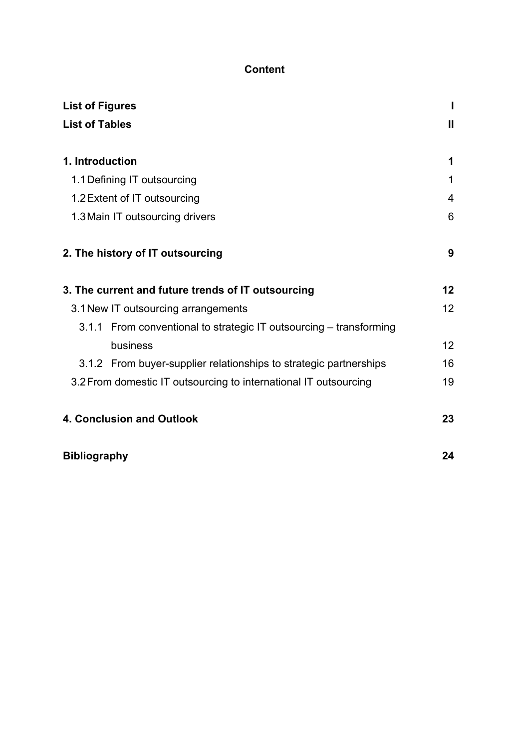# Content

| | |
|---|---|
| **List of Figures** | **I** |
| **List of Tables** | **II** |
| | |
| **1. Introduction** | **1** |
| 1.1 Defining IT outsourcing | 1 |
| 1.2 Extent of IT outsourcing | 4 |
| 1.3 Main IT outsourcing drivers | 6 |
| | |
| **2. The history of IT outsourcing** | **9** |
| | |
| **3. The current and future trends of IT outsourcing** | **12** |
| 3.1 New IT outsourcing arrangements | 12 |
| 3.1.1 From conventional to strategic IT outsourcing – transforming business | 12 |
| 3.1.2 From buyer-supplier relationships to strategic partnerships | 16 |
| 3.2 From domestic IT outsourcing to international IT outsourcing | 19 |
| | |
| **4. Conclusion and Outlook** | **23** |
| | |
| **Bibliography** | **24** |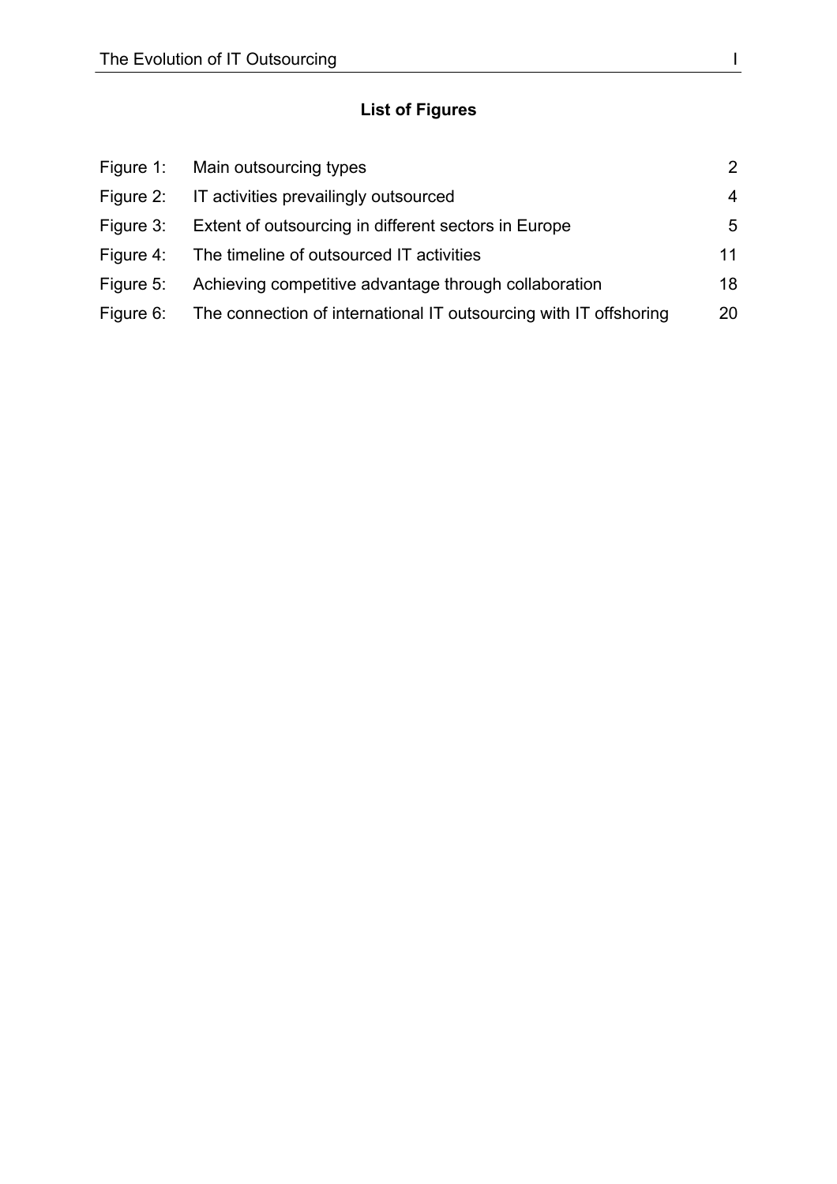## List of Figures

| | | |
|---|---|---|
| Figure 1: | Main outsourcing types | 2 |
| Figure 2: | IT activities prevailingly outsourced | 4 |
| Figure 3: | Extent of outsourcing in different sectors in Europe | 5 |
| Figure 4: | The timeline of outsourced IT activities | 11 |
| Figure 5: | Achieving competitive advantage through collaboration | 18 |
| Figure 6: | The connection of international IT outsourcing with IT offshoring | 20 |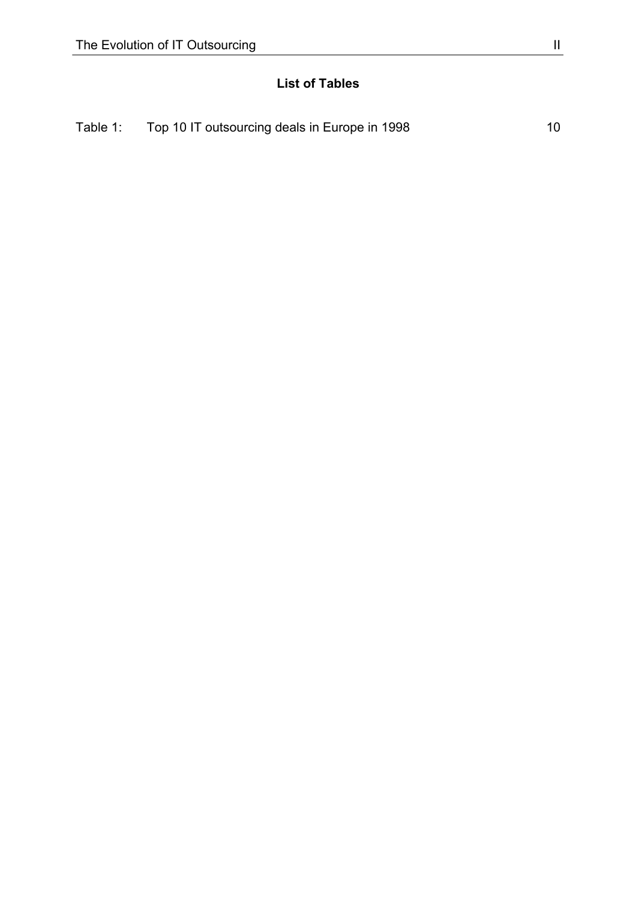## List of Tables

Table 1: Top 10 IT outsourcing deals in Europe in 1998 10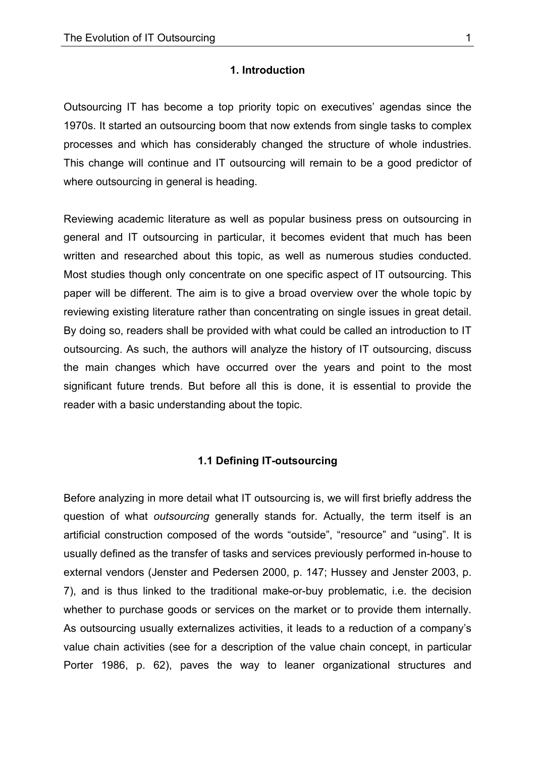# 1. Introduction

Outsourcing IT has become a top priority topic on executives' agendas since the 1970s. It started an outsourcing boom that now extends from single tasks to complex processes and which has considerably changed the structure of whole industries. This change will continue and IT outsourcing will remain to be a good predictor of where outsourcing in general is heading.

Reviewing academic literature as well as popular business press on outsourcing in general and IT outsourcing in particular, it becomes evident that much has been written and researched about this topic, as well as numerous studies conducted. Most studies though only concentrate on one specific aspect of IT outsourcing. This paper will be different. The aim is to give a broad overview over the whole topic by reviewing existing literature rather than concentrating on single issues in great detail. By doing so, readers shall be provided with what could be called an introduction to IT outsourcing. As such, the authors will analyze the history of IT outsourcing, discuss the main changes which have occurred over the years and point to the most significant future trends. But before all this is done, it is essential to provide the reader with a basic understanding about the topic.

## 1.1 Defining IT-outsourcing

Before analyzing in more detail what IT outsourcing is, we will first briefly address the question of what *outsourcing* generally stands for. Actually, the term itself is an artificial construction composed of the words "outside", "resource" and "using". It is usually defined as the transfer of tasks and services previously performed in-house to external vendors (Jenster and Pedersen 2000, p. 147; Hussey and Jenster 2003, p. 7), and is thus linked to the traditional make-or-buy problematic, i.e. the decision whether to purchase goods or services on the market or to provide them internally. As outsourcing usually externalizes activities, it leads to a reduction of a company's value chain activities (see for a description of the value chain concept, in particular Porter 1986, p. 62), paves the way to leaner organizational structures and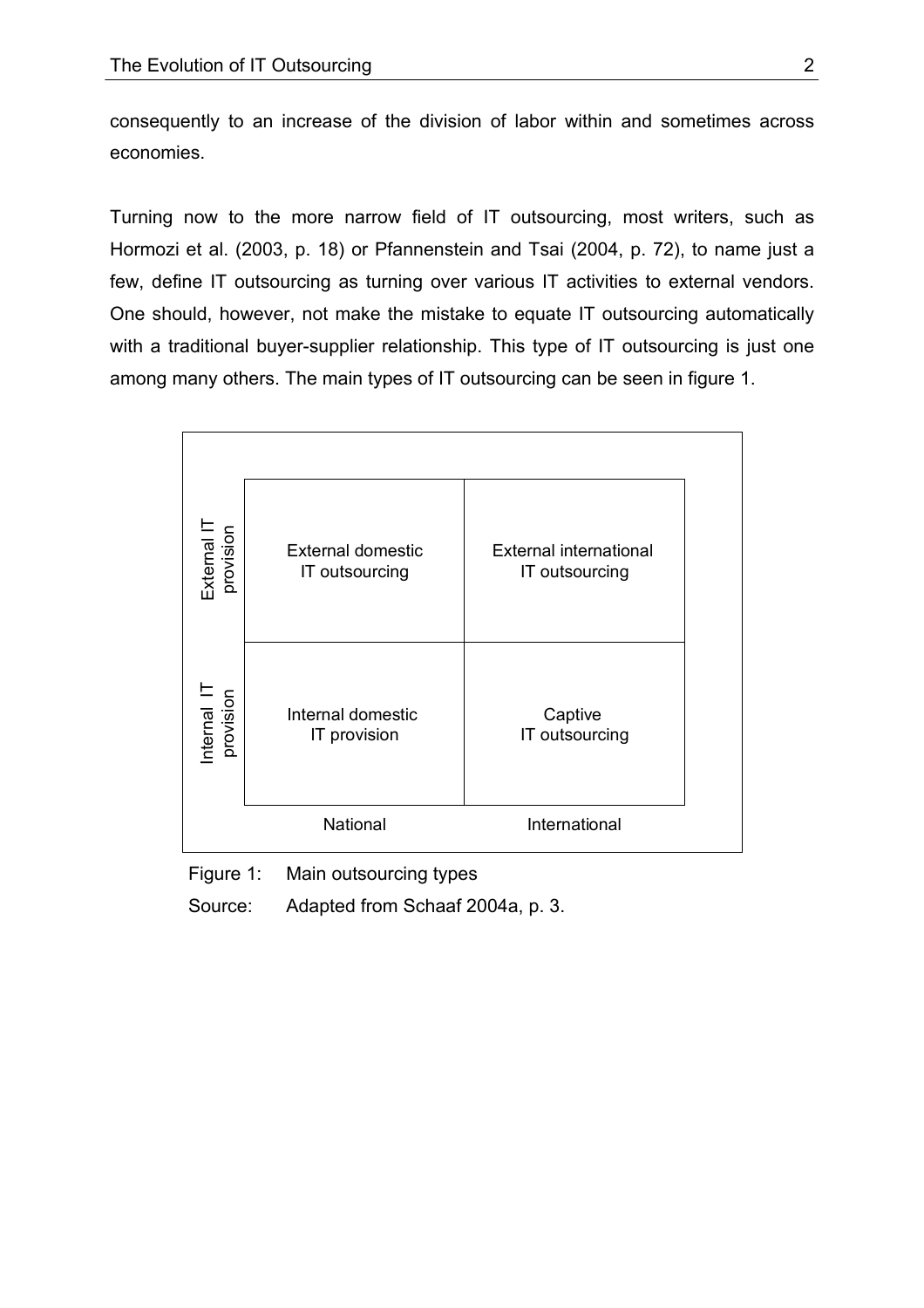consequently to an increase of the division of labor within and sometimes across economies.

Turning now to the more narrow field of IT outsourcing, most writers, such as Hormozi et al. (2003, p. 18) or Pfannenstein and Tsai (2004, p. 72), to name just a few, define IT outsourcing as turning over various IT activities to external vendors. One should, however, not make the mistake to equate IT outsourcing automatically with a traditional buyer-supplier relationship. This type of IT outsourcing is just one among many others. The main types of IT outsourcing can be seen in figure 1.

| | National | International |
|---|---|---|
| External IT provision | External domestic IT outsourcing | External international IT outsourcing |
| Internal IT provision | Internal domestic IT provision | Captive IT outsourcing |

Figure 1: Main outsourcing types

Source: Adapted from Schaaf 2004a, p. 3.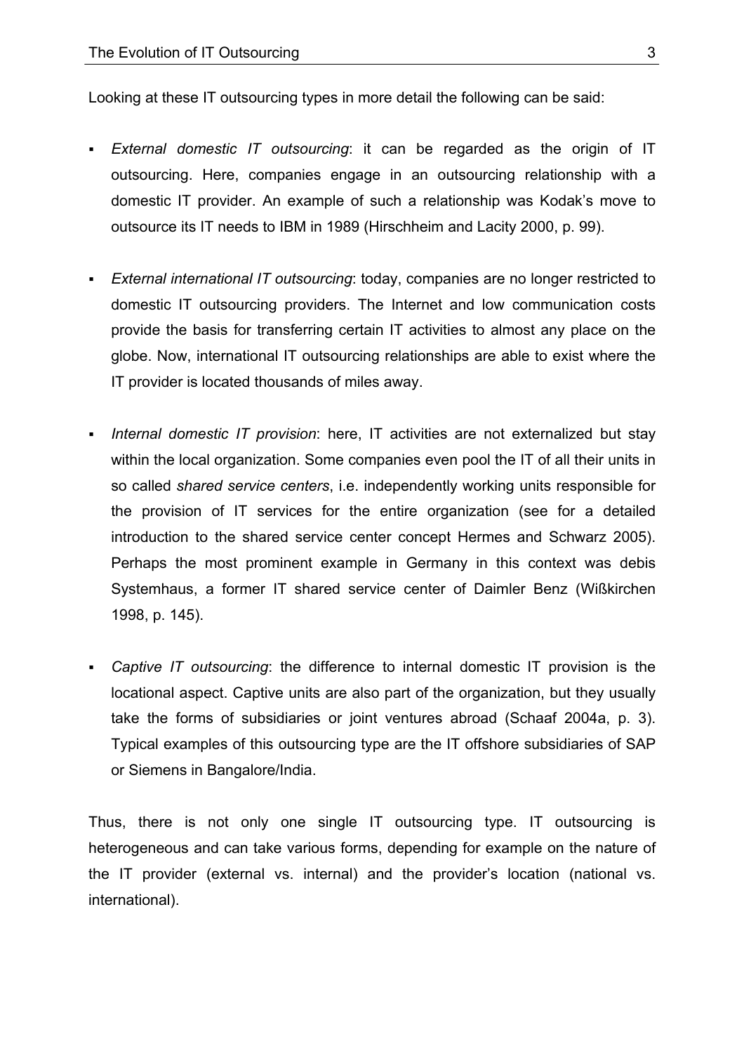Looking at these IT outsourcing types in more detail the following can be said:

- *External domestic IT outsourcing*: it can be regarded as the origin of IT outsourcing. Here, companies engage in an outsourcing relationship with a domestic IT provider. An example of such a relationship was Kodak's move to outsource its IT needs to IBM in 1989 (Hirschheim and Lacity 2000, p. 99).

- *External international IT outsourcing*: today, companies are no longer restricted to domestic IT outsourcing providers. The Internet and low communication costs provide the basis for transferring certain IT activities to almost any place on the globe. Now, international IT outsourcing relationships are able to exist where the IT provider is located thousands of miles away.

- *Internal domestic IT provision*: here, IT activities are not externalized but stay within the local organization. Some companies even pool the IT of all their units in so called *shared service centers*, i.e. independently working units responsible for the provision of IT services for the entire organization (see for a detailed introduction to the shared service center concept Hermes and Schwarz 2005). Perhaps the most prominent example in Germany in this context was debis Systemhaus, a former IT shared service center of Daimler Benz (Wißkirchen 1998, p. 145).

- *Captive IT outsourcing*: the difference to internal domestic IT provision is the locational aspect. Captive units are also part of the organization, but they usually take the forms of subsidiaries or joint ventures abroad (Schaaf 2004a, p. 3). Typical examples of this outsourcing type are the IT offshore subsidiaries of SAP or Siemens in Bangalore/India.

Thus, there is not only one single IT outsourcing type. IT outsourcing is heterogeneous and can take various forms, depending for example on the nature of the IT provider (external vs. internal) and the provider's location (national vs. international).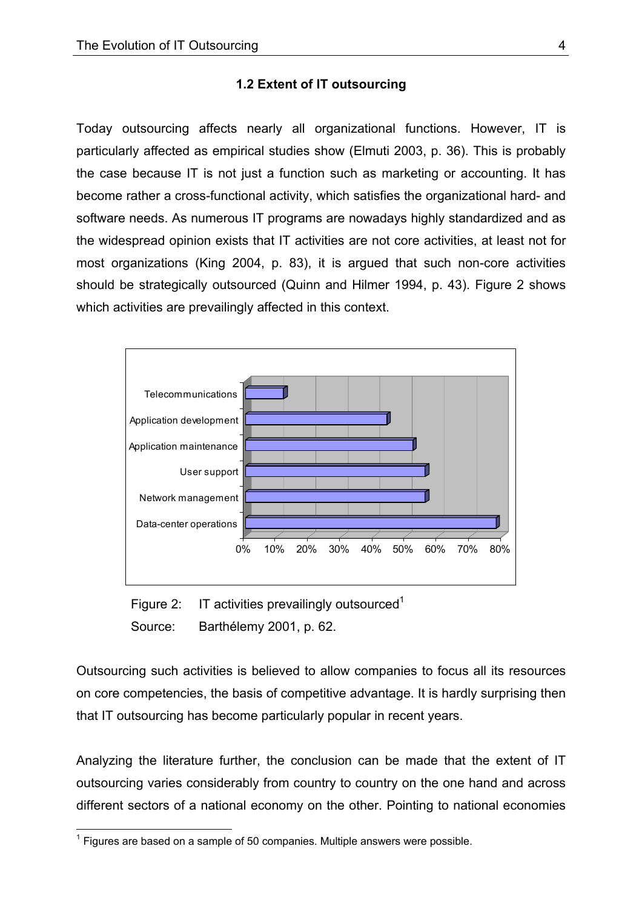### 1.2 Extent of IT outsourcing

Today outsourcing affects nearly all organizational functions. However, IT is particularly affected as empirical studies show (Elmuti 2003, p. 36). This is probably the case because IT is not just a function such as marketing or accounting. It has become rather a cross-functional activity, which satisfies the organizational hard- and software needs. As numerous IT programs are nowadays highly standardized and as the widespread opinion exists that IT activities are not core activities, at least not for most organizations (King 2004, p. 83), it is argued that such non-core activities should be strategically outsourced (Quinn and Hilmer 1994, p. 43). Figure 2 shows which activities are prevailingly affected in this context.

Figure 2: IT activities prevailingly outsourced[1]

Source: Barthélemy 2001, p. 62.

Outsourcing such activities is believed to allow companies to focus all its resources on core competencies, the basis of competitive advantage. It is hardly surprising then that IT outsourcing has become particularly popular in recent years.

Analyzing the literature further, the conclusion can be made that the extent of IT outsourcing varies considerably from country to country on the one hand and across different sectors of a national economy on the other. Pointing to national economies

[1] Figures are based on a sample of 50 companies. Multiple answers were possible.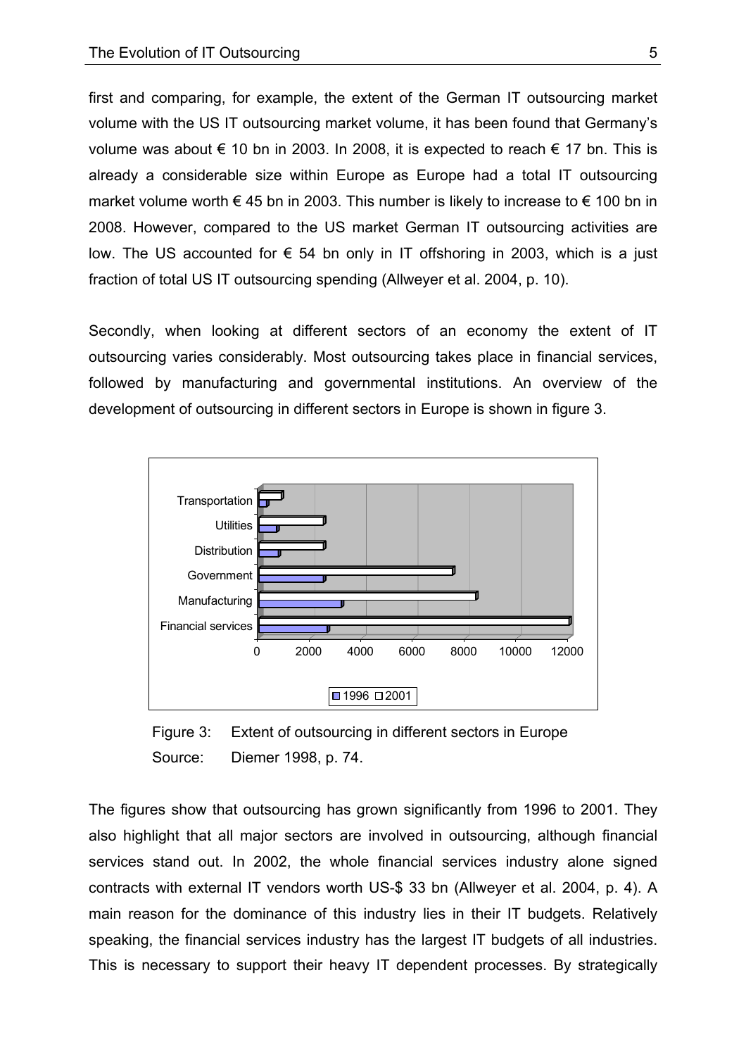first and comparing, for example, the extent of the German IT outsourcing market volume with the US IT outsourcing market volume, it has been found that Germany's volume was about € 10 bn in 2003. In 2008, it is expected to reach € 17 bn. This is already a considerable size within Europe as Europe had a total IT outsourcing market volume worth € 45 bn in 2003. This number is likely to increase to € 100 bn in 2008. However, compared to the US market German IT outsourcing activities are low. The US accounted for € 54 bn only in IT offshoring in 2003, which is a just fraction of total US IT outsourcing spending (Allweyer et al. 2004, p. 10).

Secondly, when looking at different sectors of an economy the extent of IT outsourcing varies considerably. Most outsourcing takes place in financial services, followed by manufacturing and governmental institutions. An overview of the development of outsourcing in different sectors in Europe is shown in figure 3.

Figure 3: Extent of outsourcing in different sectors in Europe
Source: Diemer 1998, p. 74.

The figures show that outsourcing has grown significantly from 1996 to 2001. They also highlight that all major sectors are involved in outsourcing, although financial services stand out. In 2002, the whole financial services industry alone signed contracts with external IT vendors worth US-$ 33 bn (Allweyer et al. 2004, p. 4). A main reason for the dominance of this industry lies in their IT budgets. Relatively speaking, the financial services industry has the largest IT budgets of all industries. This is necessary to support their heavy IT dependent processes. By strategically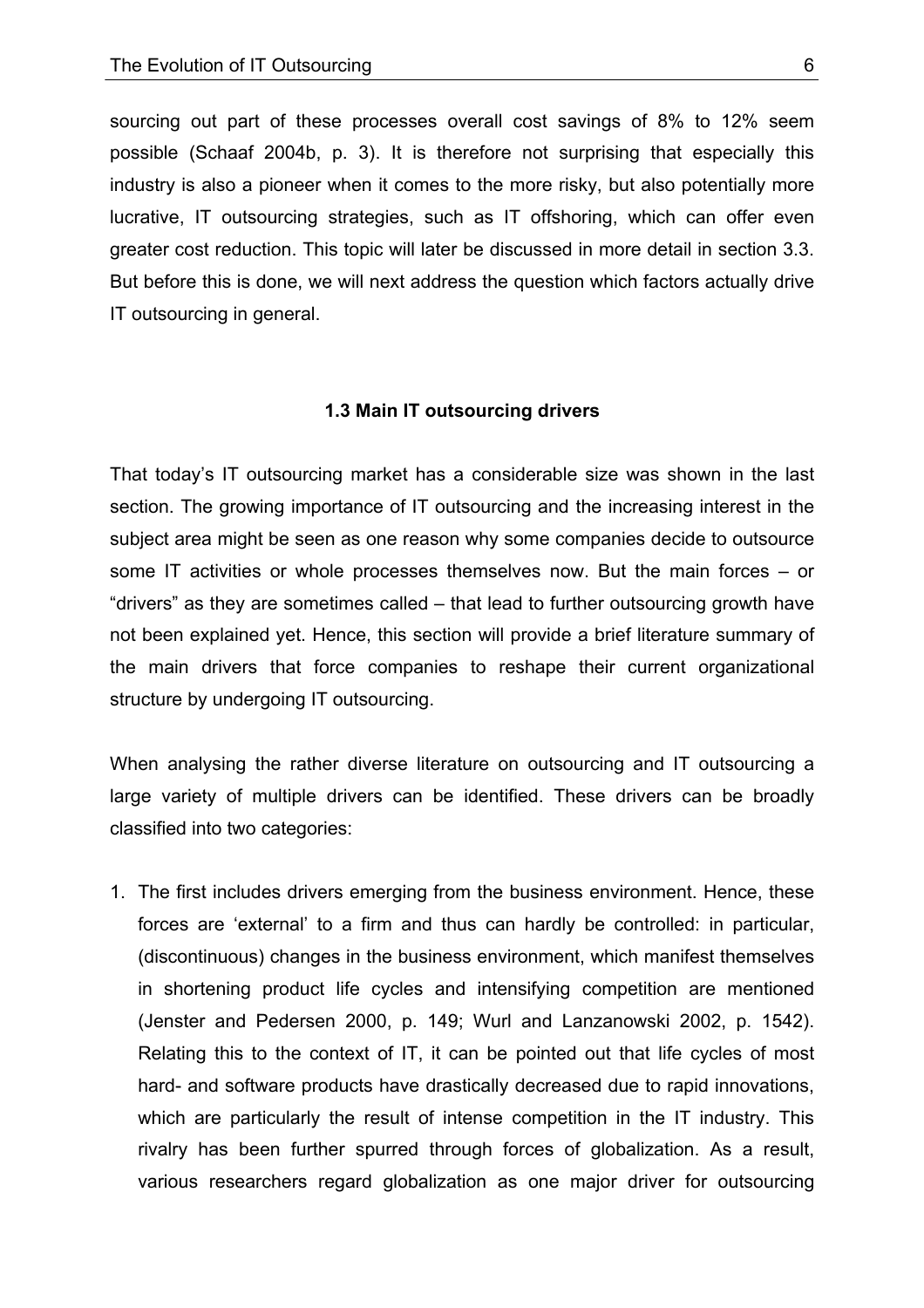sourcing out part of these processes overall cost savings of 8% to 12% seem possible (Schaaf 2004b, p. 3). It is therefore not surprising that especially this industry is also a pioneer when it comes to the more risky, but also potentially more lucrative, IT outsourcing strategies, such as IT offshoring, which can offer even greater cost reduction. This topic will later be discussed in more detail in section 3.3. But before this is done, we will next address the question which factors actually drive IT outsourcing in general.

### 1.3 Main IT outsourcing drivers

That today's IT outsourcing market has a considerable size was shown in the last section. The growing importance of IT outsourcing and the increasing interest in the subject area might be seen as one reason why some companies decide to outsource some IT activities or whole processes themselves now. But the main forces – or "drivers" as they are sometimes called – that lead to further outsourcing growth have not been explained yet. Hence, this section will provide a brief literature summary of the main drivers that force companies to reshape their current organizational structure by undergoing IT outsourcing.

When analysing the rather diverse literature on outsourcing and IT outsourcing a large variety of multiple drivers can be identified. These drivers can be broadly classified into two categories:

1. The first includes drivers emerging from the business environment. Hence, these forces are 'external' to a firm and thus can hardly be controlled: in particular, (discontinuous) changes in the business environment, which manifest themselves in shortening product life cycles and intensifying competition are mentioned (Jenster and Pedersen 2000, p. 149; Wurl and Lanzanowski 2002, p. 1542). Relating this to the context of IT, it can be pointed out that life cycles of most hard- and software products have drastically decreased due to rapid innovations, which are particularly the result of intense competition in the IT industry. This rivalry has been further spurred through forces of globalization. As a result, various researchers regard globalization as one major driver for outsourcing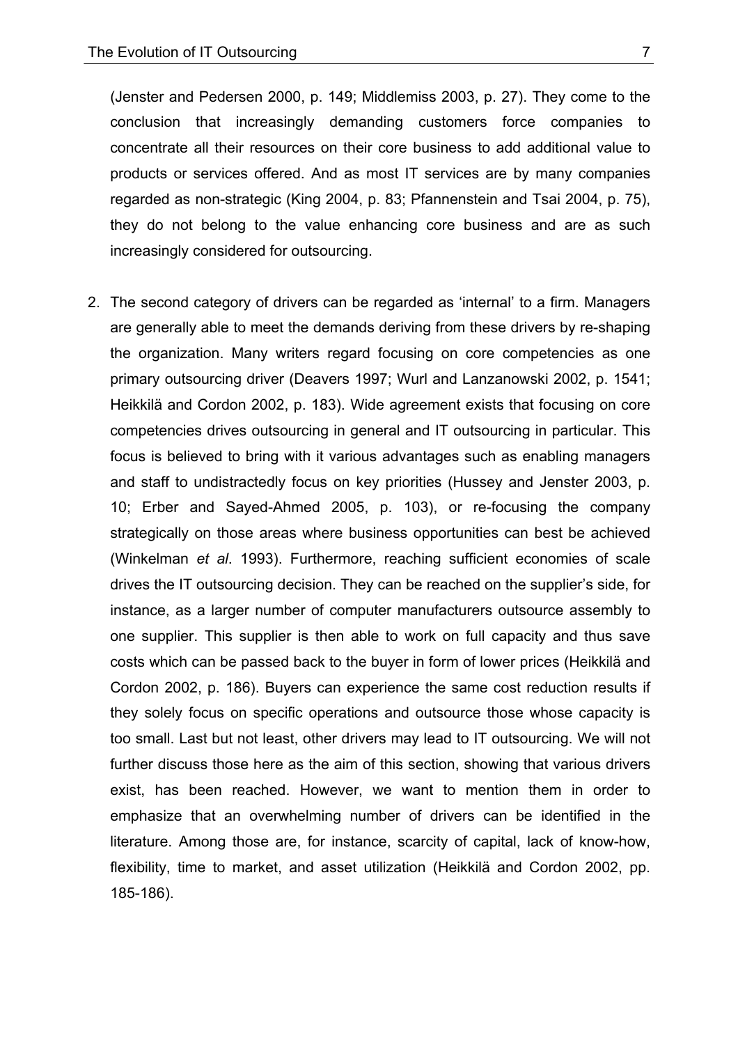(Jenster and Pedersen 2000, p. 149; Middlemiss 2003, p. 27). They come to the conclusion that increasingly demanding customers force companies to concentrate all their resources on their core business to add additional value to products or services offered. And as most IT services are by many companies regarded as non-strategic (King 2004, p. 83; Pfannenstein and Tsai 2004, p. 75), they do not belong to the value enhancing core business and are as such increasingly considered for outsourcing.

2. The second category of drivers can be regarded as 'internal' to a firm. Managers are generally able to meet the demands deriving from these drivers by re-shaping the organization. Many writers regard focusing on core competencies as one primary outsourcing driver (Deavers 1997; Wurl and Lanzanowski 2002, p. 1541; Heikkilä and Cordon 2002, p. 183). Wide agreement exists that focusing on core competencies drives outsourcing in general and IT outsourcing in particular. This focus is believed to bring with it various advantages such as enabling managers and staff to undistractedly focus on key priorities (Hussey and Jenster 2003, p. 10; Erber and Sayed-Ahmed 2005, p. 103), or re-focusing the company strategically on those areas where business opportunities can best be achieved (Winkelman *et al*. 1993). Furthermore, reaching sufficient economies of scale drives the IT outsourcing decision. They can be reached on the supplier's side, for instance, as a larger number of computer manufacturers outsource assembly to one supplier. This supplier is then able to work on full capacity and thus save costs which can be passed back to the buyer in form of lower prices (Heikkilä and Cordon 2002, p. 186). Buyers can experience the same cost reduction results if they solely focus on specific operations and outsource those whose capacity is too small. Last but not least, other drivers may lead to IT outsourcing. We will not further discuss those here as the aim of this section, showing that various drivers exist, has been reached. However, we want to mention them in order to emphasize that an overwhelming number of drivers can be identified in the literature. Among those are, for instance, scarcity of capital, lack of know-how, flexibility, time to market, and asset utilization (Heikkilä and Cordon 2002, pp. 185-186).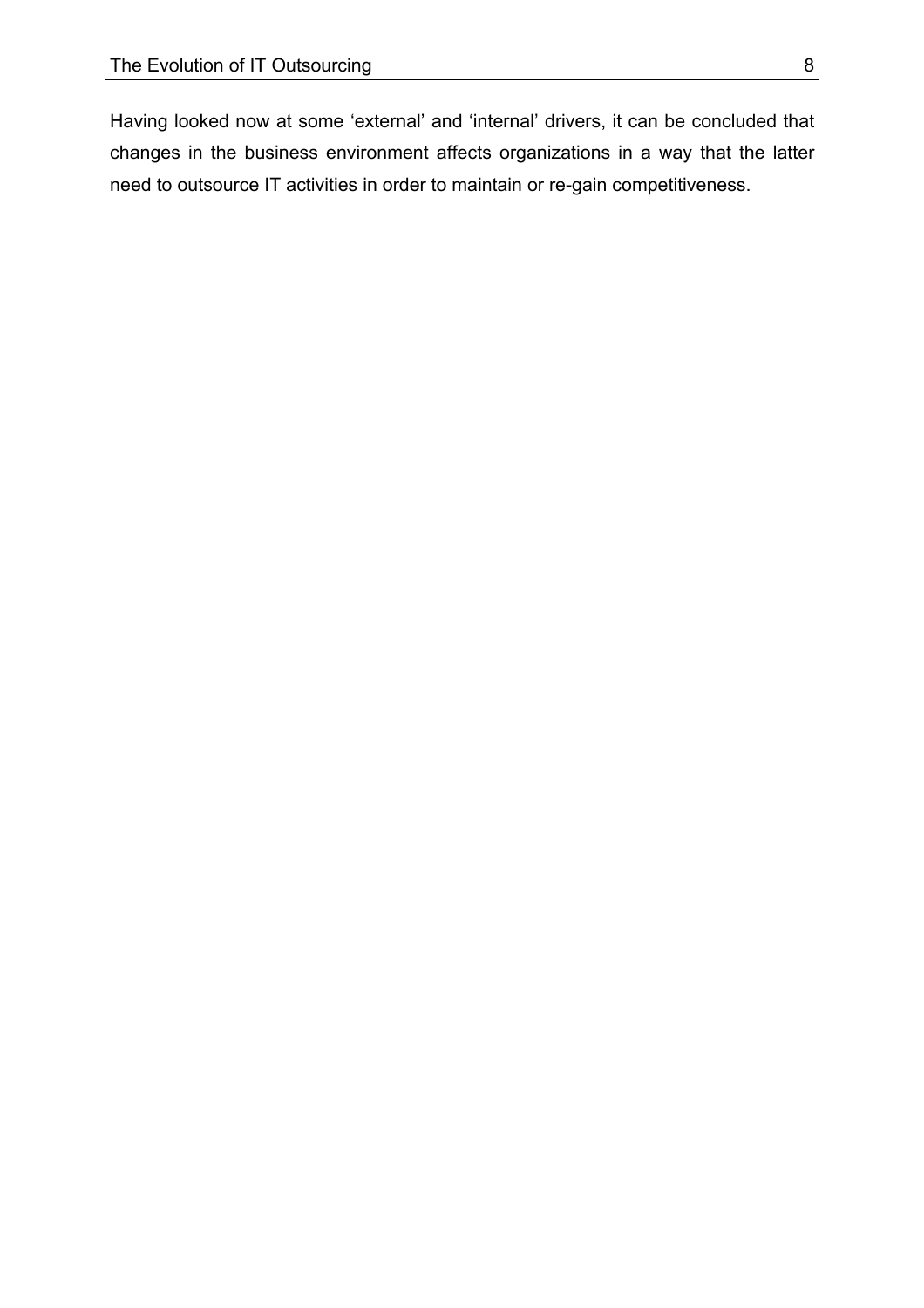Having looked now at some ‘external’ and ‘internal’ drivers, it can be concluded that changes in the business environment affects organizations in a way that the latter need to outsource IT activities in order to maintain or re-gain competitiveness.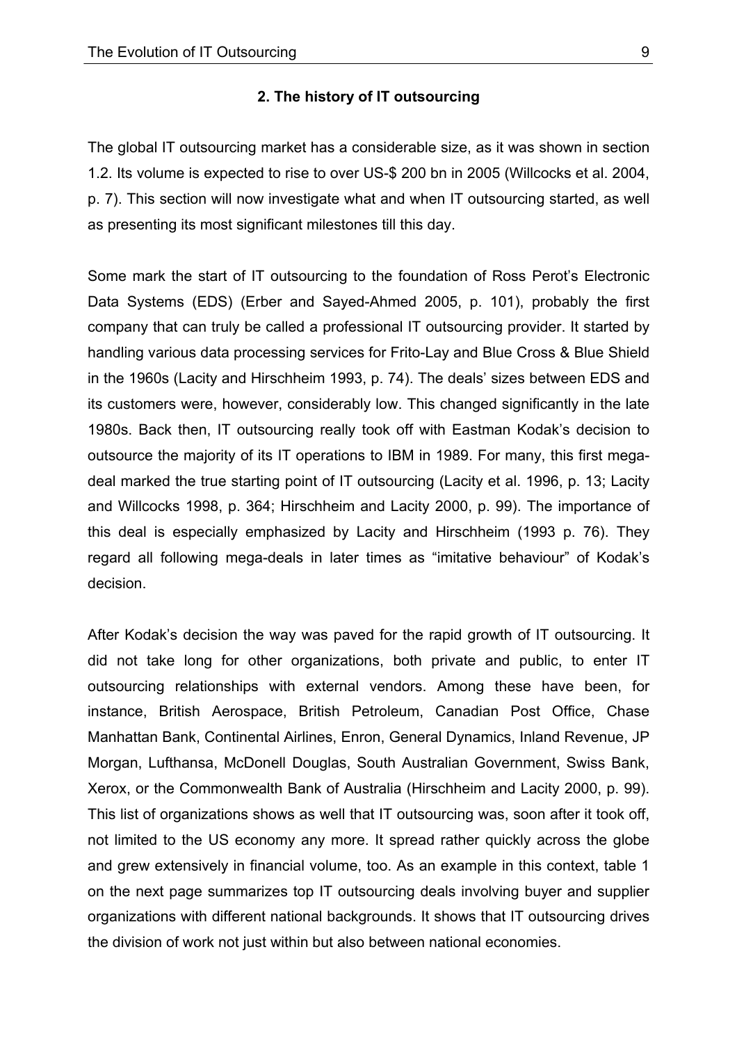## 2. The history of IT outsourcing

The global IT outsourcing market has a considerable size, as it was shown in section 1.2. Its volume is expected to rise to over US-$ 200 bn in 2005 (Willcocks et al. 2004, p. 7). This section will now investigate what and when IT outsourcing started, as well as presenting its most significant milestones till this day.

Some mark the start of IT outsourcing to the foundation of Ross Perot's Electronic Data Systems (EDS) (Erber and Sayed-Ahmed 2005, p. 101), probably the first company that can truly be called a professional IT outsourcing provider. It started by handling various data processing services for Frito-Lay and Blue Cross & Blue Shield in the 1960s (Lacity and Hirschheim 1993, p. 74). The deals' sizes between EDS and its customers were, however, considerably low. This changed significantly in the late 1980s. Back then, IT outsourcing really took off with Eastman Kodak's decision to outsource the majority of its IT operations to IBM in 1989. For many, this first mega-deal marked the true starting point of IT outsourcing (Lacity et al. 1996, p. 13; Lacity and Willcocks 1998, p. 364; Hirschheim and Lacity 2000, p. 99). The importance of this deal is especially emphasized by Lacity and Hirschheim (1993 p. 76). They regard all following mega-deals in later times as "imitative behaviour" of Kodak's decision.

After Kodak's decision the way was paved for the rapid growth of IT outsourcing. It did not take long for other organizations, both private and public, to enter IT outsourcing relationships with external vendors. Among these have been, for instance, British Aerospace, British Petroleum, Canadian Post Office, Chase Manhattan Bank, Continental Airlines, Enron, General Dynamics, Inland Revenue, JP Morgan, Lufthansa, McDonell Douglas, South Australian Government, Swiss Bank, Xerox, or the Commonwealth Bank of Australia (Hirschheim and Lacity 2000, p. 99). This list of organizations shows as well that IT outsourcing was, soon after it took off, not limited to the US economy any more. It spread rather quickly across the globe and grew extensively in financial volume, too. As an example in this context, table 1 on the next page summarizes top IT outsourcing deals involving buyer and supplier organizations with different national backgrounds. It shows that IT outsourcing drives the division of work not just within but also between national economies.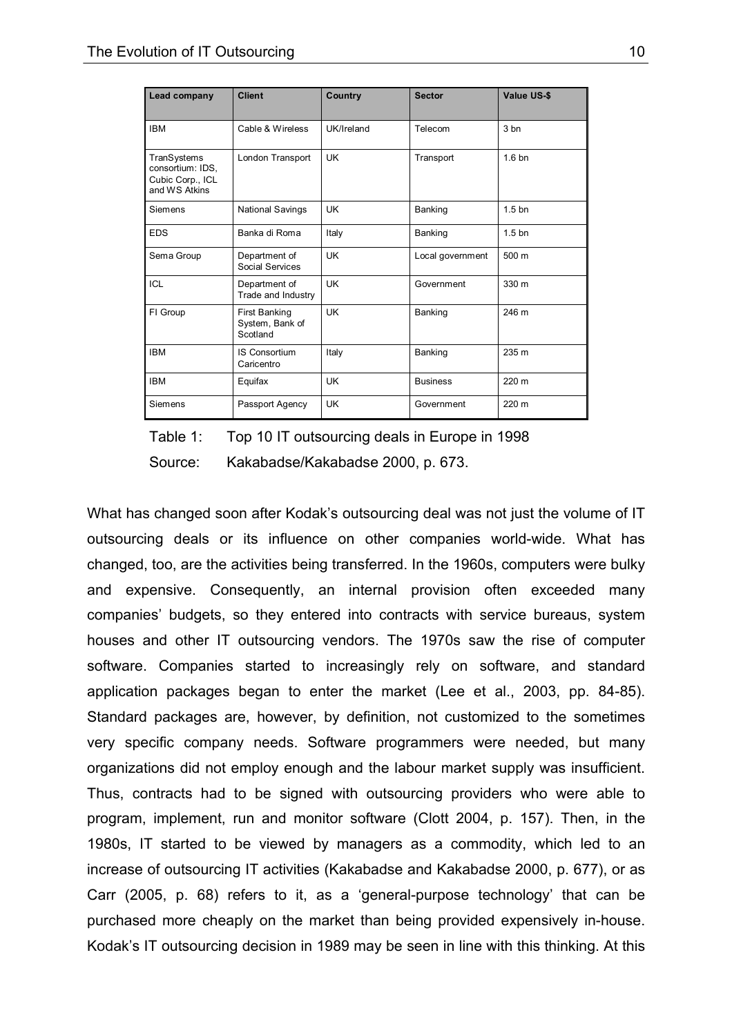| Lead company | Client | Country | Sector | Value US-$ |
|---|---|---|---|---|
| IBM | Cable & Wireless | UK/Ireland | Telecom | 3 bn |
| TranSystems consortium: IDS, Cubic Corp., ICL and WS Atkins | London Transport | UK | Transport | 1.6 bn |
| Siemens | National Savings | UK | Banking | 1.5 bn |
| EDS | Banka di Roma | Italy | Banking | 1.5 bn |
| Sema Group | Department of Social Services | UK | Local government | 500 m |
| ICL | Department of Trade and Industry | UK | Government | 330 m |
| FI Group | First Banking System, Bank of Scotland | UK | Banking | 246 m |
| IBM | IS Consortium Caricentro | Italy | Banking | 235 m |
| IBM | Equifax | UK | Business | 220 m |
| Siemens | Passport Agency | UK | Government | 220 m |

Table 1: Top 10 IT outsourcing deals in Europe in 1998

Source: Kakabadse/Kakabadse 2000, p. 673.

What has changed soon after Kodak's outsourcing deal was not just the volume of IT outsourcing deals or its influence on other companies world-wide. What has changed, too, are the activities being transferred. In the 1960s, computers were bulky and expensive. Consequently, an internal provision often exceeded many companies' budgets, so they entered into contracts with service bureaus, system houses and other IT outsourcing vendors. The 1970s saw the rise of computer software. Companies started to increasingly rely on software, and standard application packages began to enter the market (Lee et al., 2003, pp. 84-85). Standard packages are, however, by definition, not customized to the sometimes very specific company needs. Software programmers were needed, but many organizations did not employ enough and the labour market supply was insufficient. Thus, contracts had to be signed with outsourcing providers who were able to program, implement, run and monitor software (Clott 2004, p. 157). Then, in the 1980s, IT started to be viewed by managers as a commodity, which led to an increase of outsourcing IT activities (Kakabadse and Kakabadse 2000, p. 677), or as Carr (2005, p. 68) refers to it, as a 'general-purpose technology' that can be purchased more cheaply on the market than being provided expensively in-house. Kodak's IT outsourcing decision in 1989 may be seen in line with this thinking. At this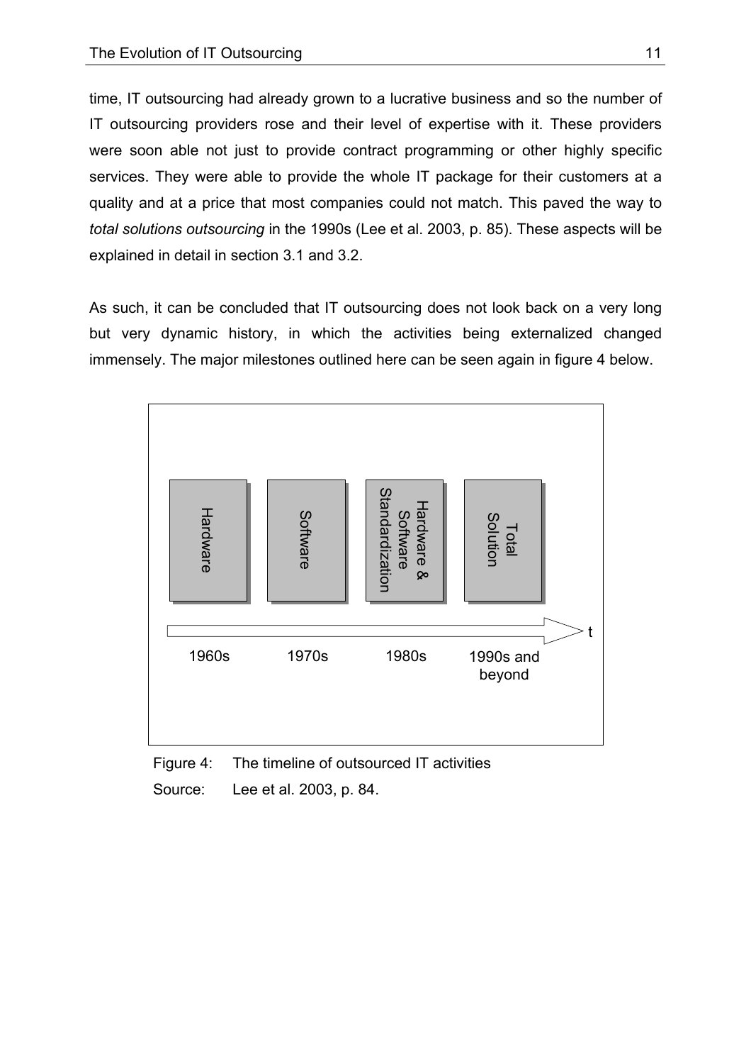time, IT outsourcing had already grown to a lucrative business and so the number of IT outsourcing providers rose and their level of expertise with it. These providers were soon able not just to provide contract programming or other highly specific services. They were able to provide the whole IT package for their customers at a quality and at a price that most companies could not match. This paved the way to *total solutions outsourcing* in the 1990s (Lee et al. 2003, p. 85). These aspects will be explained in detail in section 3.1 and 3.2.

As such, it can be concluded that IT outsourcing does not look back on a very long but very dynamic history, in which the activities being externalized changed immensely. The major milestones outlined here can be seen again in figure 4 below.

| 1960s | 1970s | 1980s | 1990s and beyond |
|---|---|---|---|
| Hardware | Software | Hardware & Software Standardization | Total Solution |

Figure 4: The timeline of outsourced IT activities

Source: Lee et al. 2003, p. 84.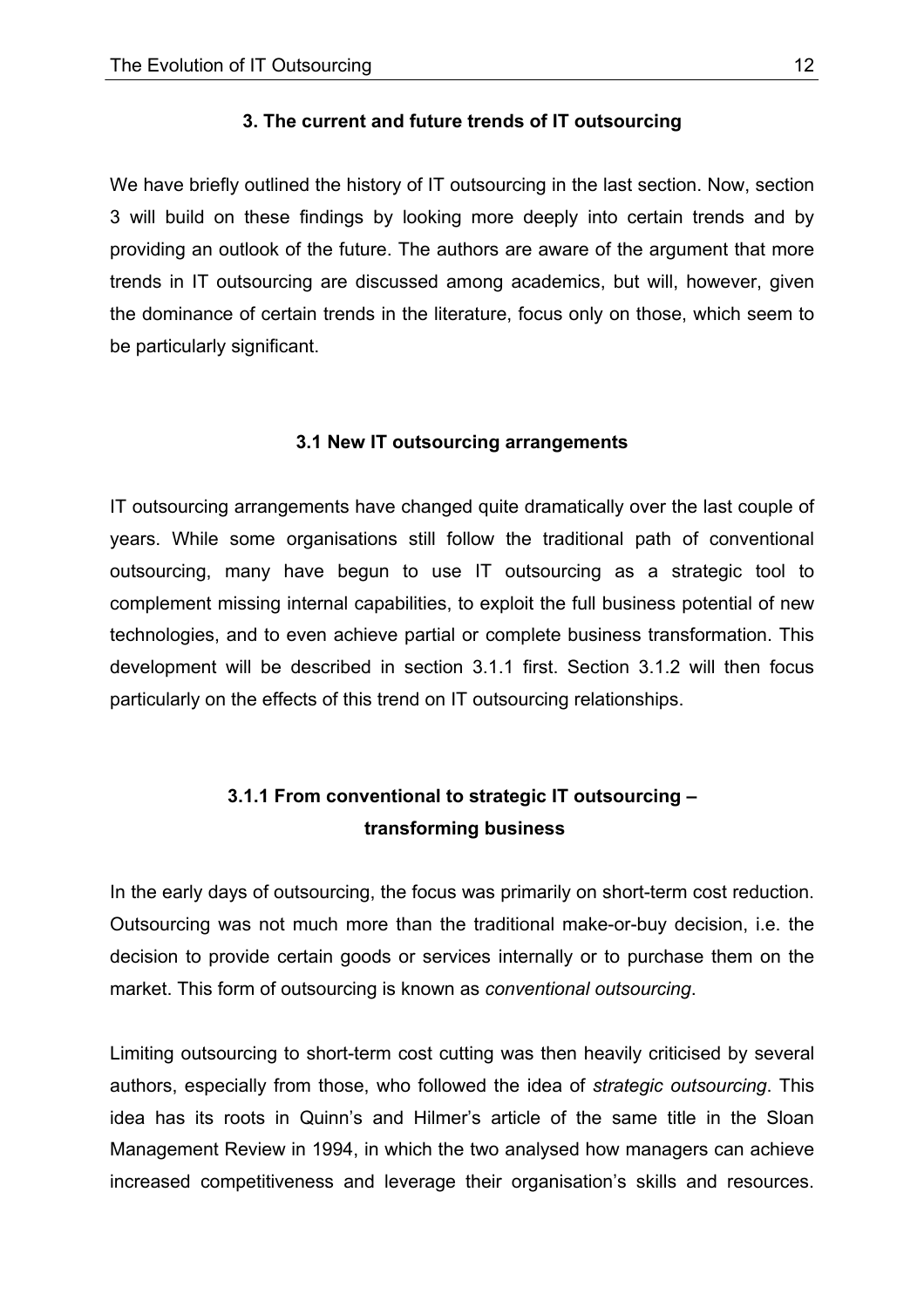## 3. The current and future trends of IT outsourcing

We have briefly outlined the history of IT outsourcing in the last section. Now, section 3 will build on these findings by looking more deeply into certain trends and by providing an outlook of the future. The authors are aware of the argument that more trends in IT outsourcing are discussed among academics, but will, however, given the dominance of certain trends in the literature, focus only on those, which seem to be particularly significant.

### 3.1 New IT outsourcing arrangements

IT outsourcing arrangements have changed quite dramatically over the last couple of years. While some organisations still follow the traditional path of conventional outsourcing, many have begun to use IT outsourcing as a strategic tool to complement missing internal capabilities, to exploit the full business potential of new technologies, and to even achieve partial or complete business transformation. This development will be described in section 3.1.1 first. Section 3.1.2 will then focus particularly on the effects of this trend on IT outsourcing relationships.

#### 3.1.1 From conventional to strategic IT outsourcing – transforming business

In the early days of outsourcing, the focus was primarily on short-term cost reduction. Outsourcing was not much more than the traditional make-or-buy decision, i.e. the decision to provide certain goods or services internally or to purchase them on the market. This form of outsourcing is known as *conventional outsourcing*.

Limiting outsourcing to short-term cost cutting was then heavily criticised by several authors, especially from those, who followed the idea of *strategic outsourcing*. This idea has its roots in Quinn's and Hilmer's article of the same title in the Sloan Management Review in 1994, in which the two analysed how managers can achieve increased competitiveness and leverage their organisation's skills and resources.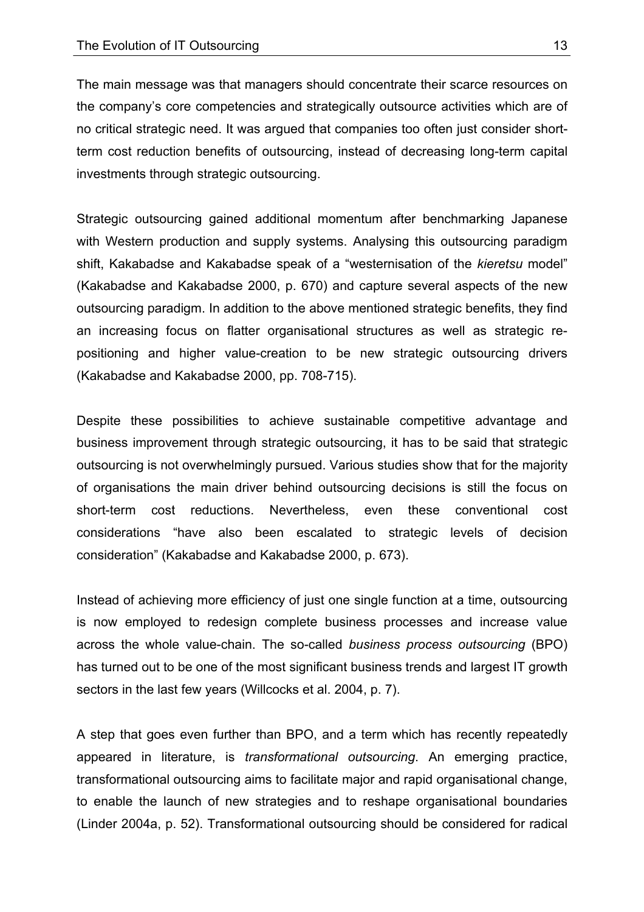The main message was that managers should concentrate their scarce resources on the company's core competencies and strategically outsource activities which are of no critical strategic need. It was argued that companies too often just consider short-term cost reduction benefits of outsourcing, instead of decreasing long-term capital investments through strategic outsourcing.

Strategic outsourcing gained additional momentum after benchmarking Japanese with Western production and supply systems. Analysing this outsourcing paradigm shift, Kakabadse and Kakabadse speak of a "westernisation of the *kieretsu* model" (Kakabadse and Kakabadse 2000, p. 670) and capture several aspects of the new outsourcing paradigm. In addition to the above mentioned strategic benefits, they find an increasing focus on flatter organisational structures as well as strategic re-positioning and higher value-creation to be new strategic outsourcing drivers (Kakabadse and Kakabadse 2000, pp. 708-715).

Despite these possibilities to achieve sustainable competitive advantage and business improvement through strategic outsourcing, it has to be said that strategic outsourcing is not overwhelmingly pursued. Various studies show that for the majority of organisations the main driver behind outsourcing decisions is still the focus on short-term cost reductions. Nevertheless, even these conventional cost considerations "have also been escalated to strategic levels of decision consideration" (Kakabadse and Kakabadse 2000, p. 673).

Instead of achieving more efficiency of just one single function at a time, outsourcing is now employed to redesign complete business processes and increase value across the whole value-chain. The so-called *business process outsourcing* (BPO) has turned out to be one of the most significant business trends and largest IT growth sectors in the last few years (Willcocks et al. 2004, p. 7).

A step that goes even further than BPO, and a term which has recently repeatedly appeared in literature, is *transformational outsourcing*. An emerging practice, transformational outsourcing aims to facilitate major and rapid organisational change, to enable the launch of new strategies and to reshape organisational boundaries (Linder 2004a, p. 52). Transformational outsourcing should be considered for radical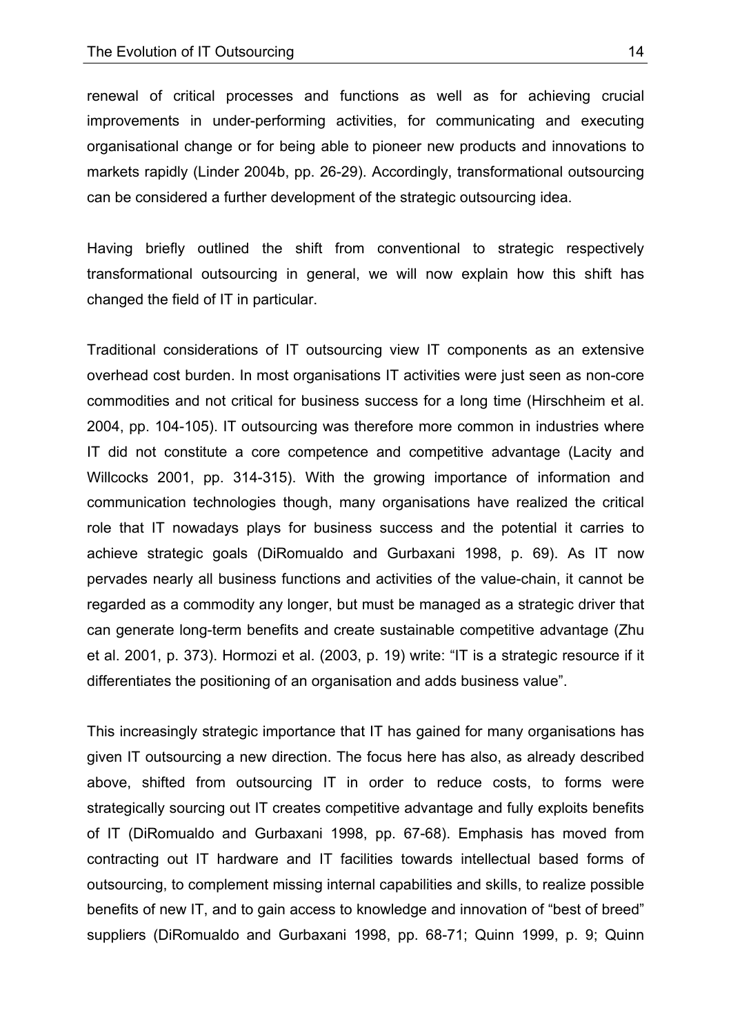renewal of critical processes and functions as well as for achieving crucial improvements in under-performing activities, for communicating and executing organisational change or for being able to pioneer new products and innovations to markets rapidly (Linder 2004b, pp. 26-29). Accordingly, transformational outsourcing can be considered a further development of the strategic outsourcing idea.

Having briefly outlined the shift from conventional to strategic respectively transformational outsourcing in general, we will now explain how this shift has changed the field of IT in particular.

Traditional considerations of IT outsourcing view IT components as an extensive overhead cost burden. In most organisations IT activities were just seen as non-core commodities and not critical for business success for a long time (Hirschheim et al. 2004, pp. 104-105). IT outsourcing was therefore more common in industries where IT did not constitute a core competence and competitive advantage (Lacity and Willcocks 2001, pp. 314-315). With the growing importance of information and communication technologies though, many organisations have realized the critical role that IT nowadays plays for business success and the potential it carries to achieve strategic goals (DiRomualdo and Gurbaxani 1998, p. 69). As IT now pervades nearly all business functions and activities of the value-chain, it cannot be regarded as a commodity any longer, but must be managed as a strategic driver that can generate long-term benefits and create sustainable competitive advantage (Zhu et al. 2001, p. 373). Hormozi et al. (2003, p. 19) write: "IT is a strategic resource if it differentiates the positioning of an organisation and adds business value".

This increasingly strategic importance that IT has gained for many organisations has given IT outsourcing a new direction. The focus here has also, as already described above, shifted from outsourcing IT in order to reduce costs, to forms were strategically sourcing out IT creates competitive advantage and fully exploits benefits of IT (DiRomualdo and Gurbaxani 1998, pp. 67-68). Emphasis has moved from contracting out IT hardware and IT facilities towards intellectual based forms of outsourcing, to complement missing internal capabilities and skills, to realize possible benefits of new IT, and to gain access to knowledge and innovation of "best of breed" suppliers (DiRomualdo and Gurbaxani 1998, pp. 68-71; Quinn 1999, p. 9; Quinn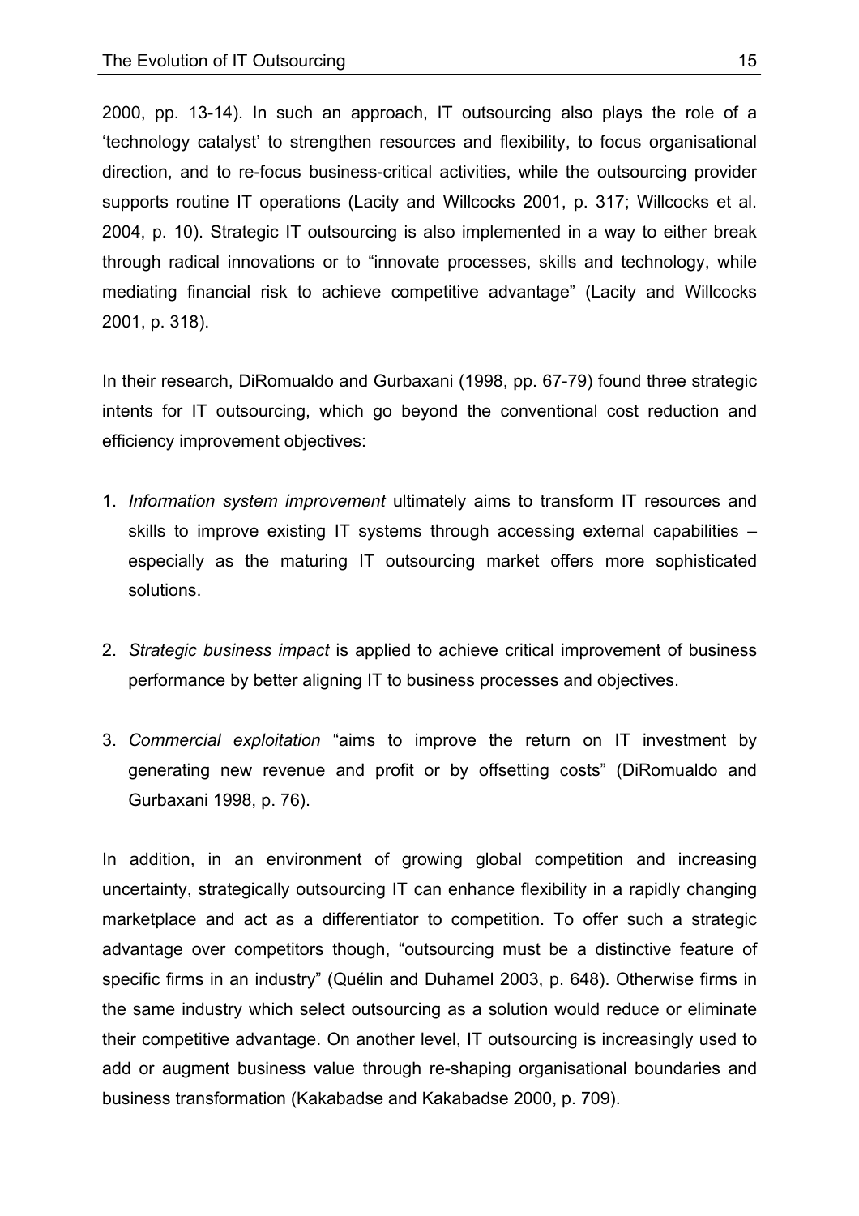2000, pp. 13-14). In such an approach, IT outsourcing also plays the role of a 'technology catalyst' to strengthen resources and flexibility, to focus organisational direction, and to re-focus business-critical activities, while the outsourcing provider supports routine IT operations (Lacity and Willcocks 2001, p. 317; Willcocks et al. 2004, p. 10). Strategic IT outsourcing is also implemented in a way to either break through radical innovations or to "innovate processes, skills and technology, while mediating financial risk to achieve competitive advantage" (Lacity and Willcocks 2001, p. 318).

In their research, DiRomualdo and Gurbaxani (1998, pp. 67-79) found three strategic intents for IT outsourcing, which go beyond the conventional cost reduction and efficiency improvement objectives:

1. *Information system improvement* ultimately aims to transform IT resources and skills to improve existing IT systems through accessing external capabilities – especially as the maturing IT outsourcing market offers more sophisticated solutions.

2. *Strategic business impact* is applied to achieve critical improvement of business performance by better aligning IT to business processes and objectives.

3. *Commercial exploitation* "aims to improve the return on IT investment by generating new revenue and profit or by offsetting costs" (DiRomualdo and Gurbaxani 1998, p. 76).

In addition, in an environment of growing global competition and increasing uncertainty, strategically outsourcing IT can enhance flexibility in a rapidly changing marketplace and act as a differentiator to competition. To offer such a strategic advantage over competitors though, "outsourcing must be a distinctive feature of specific firms in an industry" (Quélin and Duhamel 2003, p. 648). Otherwise firms in the same industry which select outsourcing as a solution would reduce or eliminate their competitive advantage. On another level, IT outsourcing is increasingly used to add or augment business value through re-shaping organisational boundaries and business transformation (Kakabadse and Kakabadse 2000, p. 709).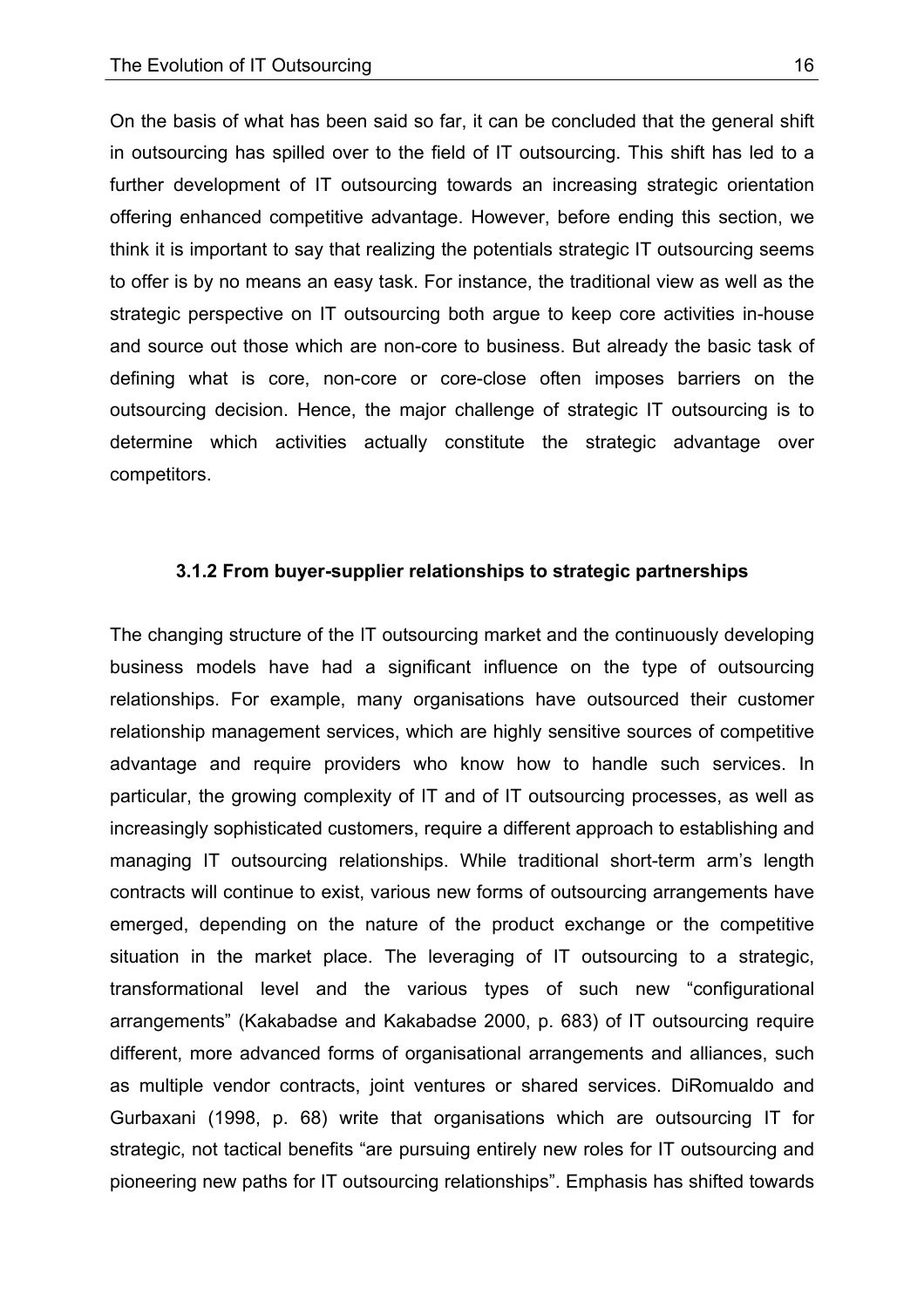On the basis of what has been said so far, it can be concluded that the general shift in outsourcing has spilled over to the field of IT outsourcing. This shift has led to a further development of IT outsourcing towards an increasing strategic orientation offering enhanced competitive advantage. However, before ending this section, we think it is important to say that realizing the potentials strategic IT outsourcing seems to offer is by no means an easy task. For instance, the traditional view as well as the strategic perspective on IT outsourcing both argue to keep core activities in-house and source out those which are non-core to business. But already the basic task of defining what is core, non-core or core-close often imposes barriers on the outsourcing decision. Hence, the major challenge of strategic IT outsourcing is to determine which activities actually constitute the strategic advantage over competitors.

### 3.1.2 From buyer-supplier relationships to strategic partnerships

The changing structure of the IT outsourcing market and the continuously developing business models have had a significant influence on the type of outsourcing relationships. For example, many organisations have outsourced their customer relationship management services, which are highly sensitive sources of competitive advantage and require providers who know how to handle such services. In particular, the growing complexity of IT and of IT outsourcing processes, as well as increasingly sophisticated customers, require a different approach to establishing and managing IT outsourcing relationships. While traditional short-term arm's length contracts will continue to exist, various new forms of outsourcing arrangements have emerged, depending on the nature of the product exchange or the competitive situation in the market place. The leveraging of IT outsourcing to a strategic, transformational level and the various types of such new "configurational arrangements" (Kakabadse and Kakabadse 2000, p. 683) of IT outsourcing require different, more advanced forms of organisational arrangements and alliances, such as multiple vendor contracts, joint ventures or shared services. DiRomualdo and Gurbaxani (1998, p. 68) write that organisations which are outsourcing IT for strategic, not tactical benefits "are pursuing entirely new roles for IT outsourcing and pioneering new paths for IT outsourcing relationships". Emphasis has shifted towards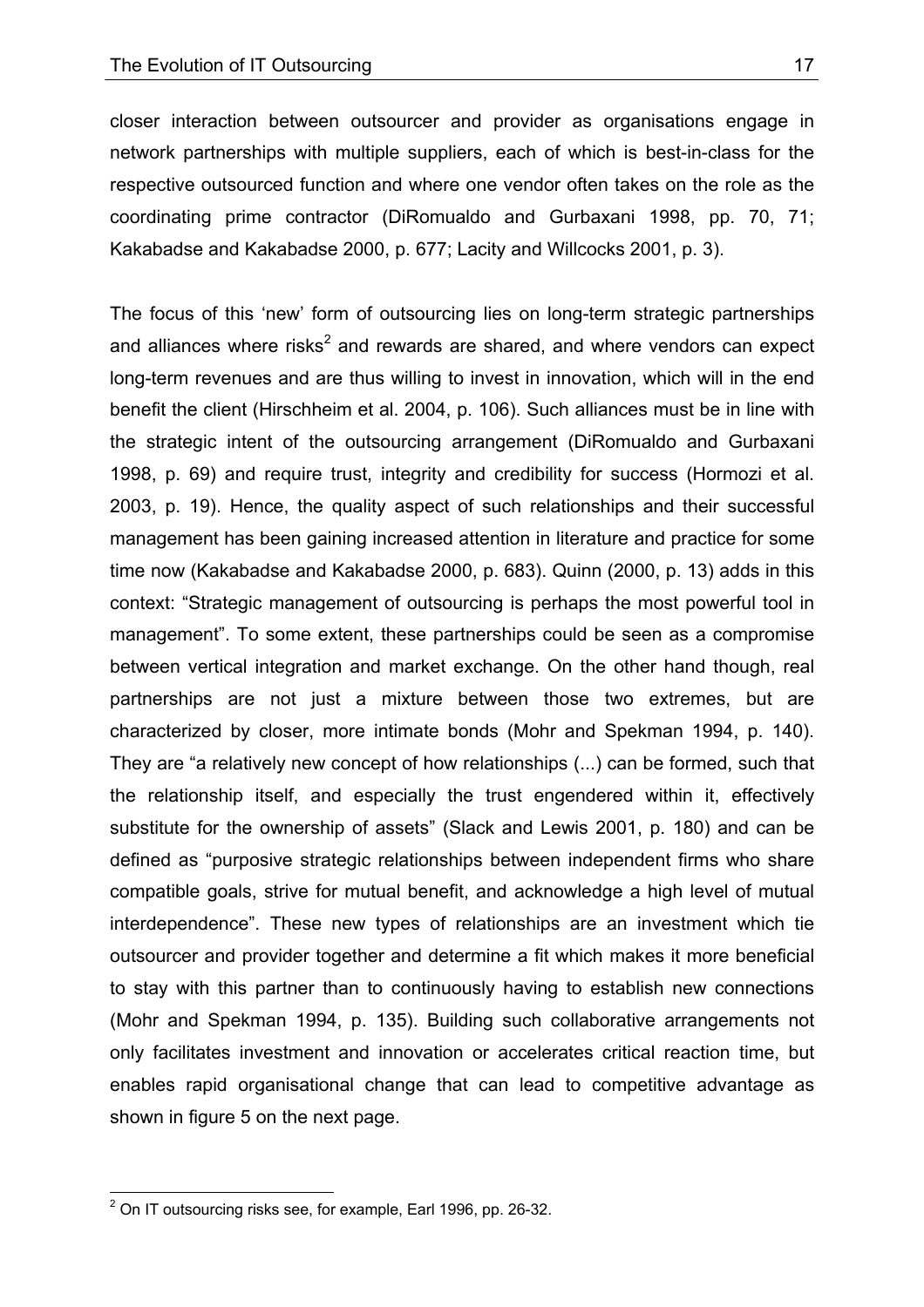closer interaction between outsourcer and provider as organisations engage in network partnerships with multiple suppliers, each of which is best-in-class for the respective outsourced function and where one vendor often takes on the role as the coordinating prime contractor (DiRomualdo and Gurbaxani 1998, pp. 70, 71; Kakabadse and Kakabadse 2000, p. 677; Lacity and Willcocks 2001, p. 3).

The focus of this 'new' form of outsourcing lies on long-term strategic partnerships and alliances where risks[2] and rewards are shared, and where vendors can expect long-term revenues and are thus willing to invest in innovation, which will in the end benefit the client (Hirschheim et al. 2004, p. 106). Such alliances must be in line with the strategic intent of the outsourcing arrangement (DiRomualdo and Gurbaxani 1998, p. 69) and require trust, integrity and credibility for success (Hormozi et al. 2003, p. 19). Hence, the quality aspect of such relationships and their successful management has been gaining increased attention in literature and practice for some time now (Kakabadse and Kakabadse 2000, p. 683). Quinn (2000, p. 13) adds in this context: "Strategic management of outsourcing is perhaps the most powerful tool in management". To some extent, these partnerships could be seen as a compromise between vertical integration and market exchange. On the other hand though, real partnerships are not just a mixture between those two extremes, but are characterized by closer, more intimate bonds (Mohr and Spekman 1994, p. 140). They are "a relatively new concept of how relationships (...) can be formed, such that the relationship itself, and especially the trust engendered within it, effectively substitute for the ownership of assets" (Slack and Lewis 2001, p. 180) and can be defined as "purposive strategic relationships between independent firms who share compatible goals, strive for mutual benefit, and acknowledge a high level of mutual interdependence". These new types of relationships are an investment which tie outsourcer and provider together and determine a fit which makes it more beneficial to stay with this partner than to continuously having to establish new connections (Mohr and Spekman 1994, p. 135). Building such collaborative arrangements not only facilitates investment and innovation or accelerates critical reaction time, but enables rapid organisational change that can lead to competitive advantage as shown in figure 5 on the next page.

---

[2] On IT outsourcing risks see, for example, Earl 1996, pp. 26-32.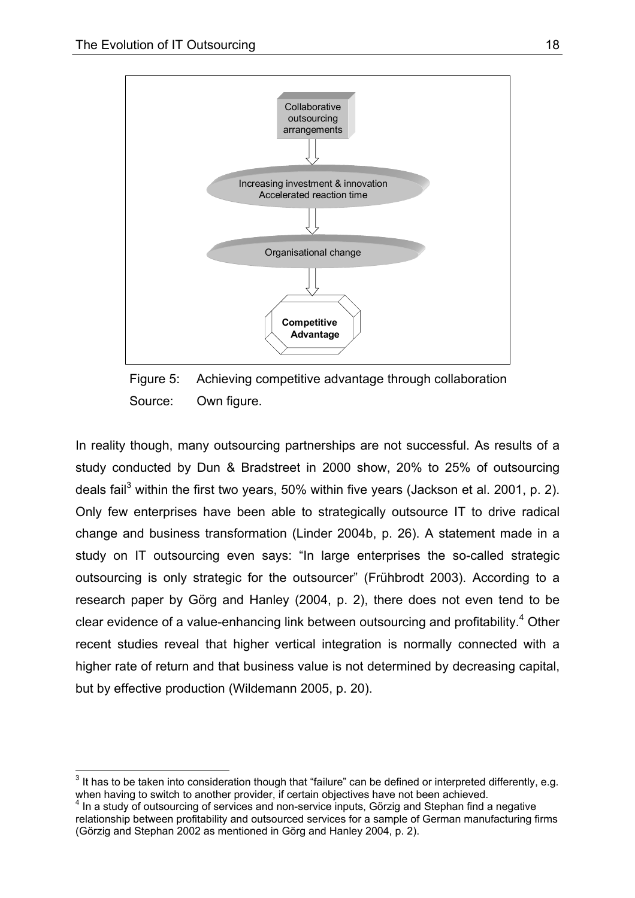Collaborative outsourcing arrangements

Increasing investment & innovation
Accelerated reaction time

Organisational change

**Competitive Advantage**

Figure 5: Achieving competitive advantage through collaboration
Source: Own figure.

In reality though, many outsourcing partnerships are not successful. As results of a study conducted by Dun & Bradstreet in 2000 show, 20% to 25% of outsourcing deals fail[3] within the first two years, 50% within five years (Jackson et al. 2001, p. 2). Only few enterprises have been able to strategically outsource IT to drive radical change and business transformation (Linder 2004b, p. 26). A statement made in a study on IT outsourcing even says: "In large enterprises the so-called strategic outsourcing is only strategic for the outsourcer" (Frühbrodt 2003). According to a research paper by Görg and Hanley (2004, p. 2), there does not even tend to be clear evidence of a value-enhancing link between outsourcing and profitability.[4] Other recent studies reveal that higher vertical integration is normally connected with a higher rate of return and that business value is not determined by decreasing capital, but by effective production (Wildemann 2005, p. 20).

[3] It has to be taken into consideration though that "failure" can be defined or interpreted differently, e.g. when having to switch to another provider, if certain objectives have not been achieved.

[4] In a study of outsourcing of services and non-service inputs, Görzig and Stephan find a negative relationship between profitability and outsourced services for a sample of German manufacturing firms (Görzig and Stephan 2002 as mentioned in Görg and Hanley 2004, p. 2).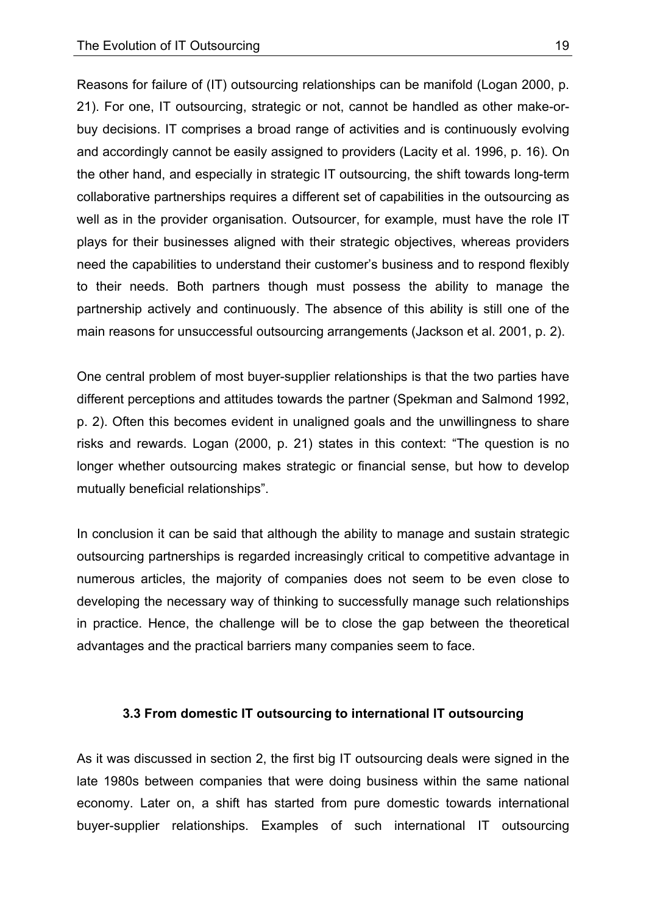Reasons for failure of (IT) outsourcing relationships can be manifold (Logan 2000, p. 21). For one, IT outsourcing, strategic or not, cannot be handled as other make-or-buy decisions. IT comprises a broad range of activities and is continuously evolving and accordingly cannot be easily assigned to providers (Lacity et al. 1996, p. 16). On the other hand, and especially in strategic IT outsourcing, the shift towards long-term collaborative partnerships requires a different set of capabilities in the outsourcing as well as in the provider organisation. Outsourcer, for example, must have the role IT plays for their businesses aligned with their strategic objectives, whereas providers need the capabilities to understand their customer's business and to respond flexibly to their needs. Both partners though must possess the ability to manage the partnership actively and continuously. The absence of this ability is still one of the main reasons for unsuccessful outsourcing arrangements (Jackson et al. 2001, p. 2).

One central problem of most buyer-supplier relationships is that the two parties have different perceptions and attitudes towards the partner (Spekman and Salmond 1992, p. 2). Often this becomes evident in unaligned goals and the unwillingness to share risks and rewards. Logan (2000, p. 21) states in this context: "The question is no longer whether outsourcing makes strategic or financial sense, but how to develop mutually beneficial relationships".

In conclusion it can be said that although the ability to manage and sustain strategic outsourcing partnerships is regarded increasingly critical to competitive advantage in numerous articles, the majority of companies does not seem to be even close to developing the necessary way of thinking to successfully manage such relationships in practice. Hence, the challenge will be to close the gap between the theoretical advantages and the practical barriers many companies seem to face.

### 3.3 From domestic IT outsourcing to international IT outsourcing

As it was discussed in section 2, the first big IT outsourcing deals were signed in the late 1980s between companies that were doing business within the same national economy. Later on, a shift has started from pure domestic towards international buyer-supplier relationships. Examples of such international IT outsourcing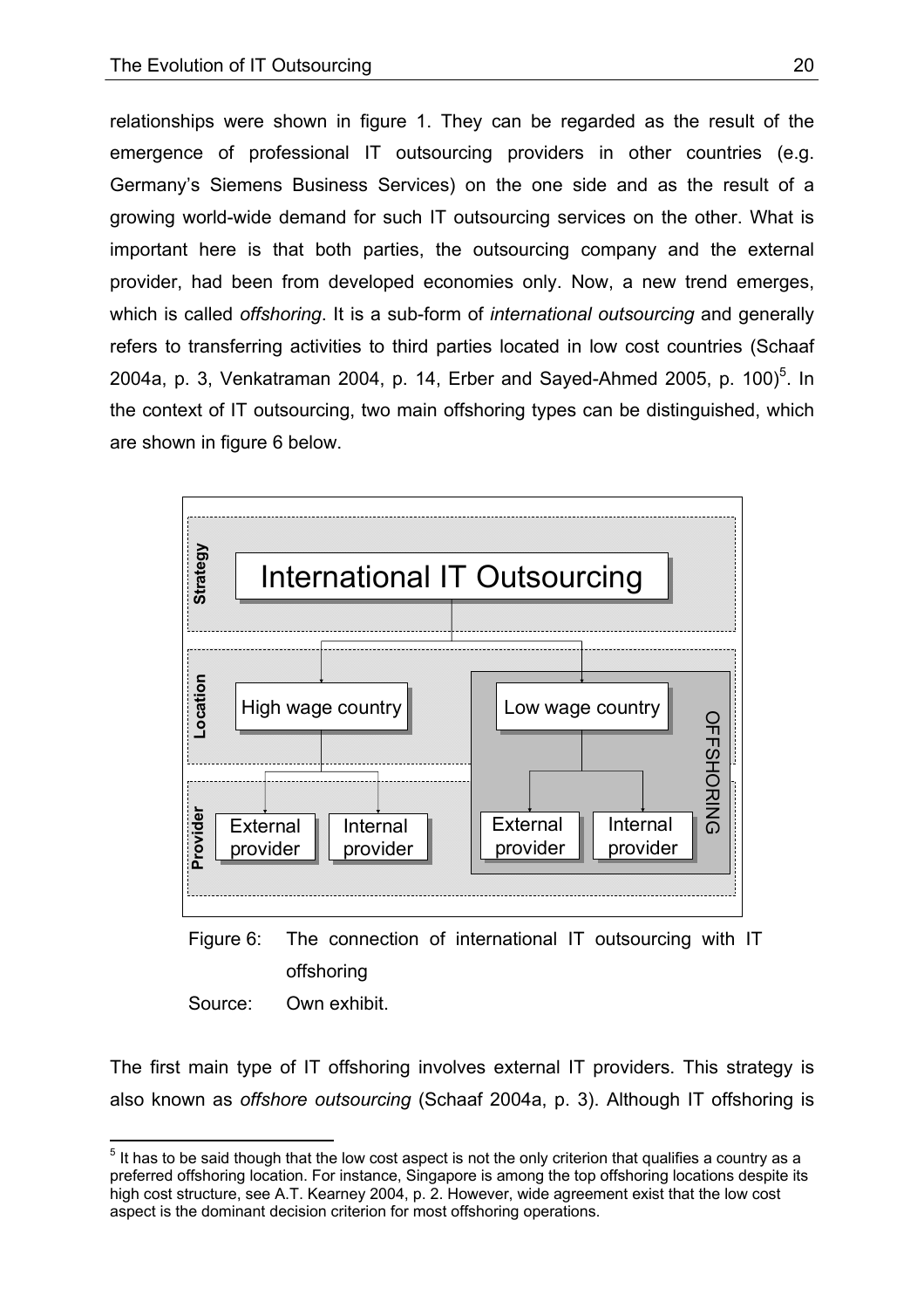relationships were shown in figure 1. They can be regarded as the result of the emergence of professional IT outsourcing providers in other countries (e.g. Germany's Siemens Business Services) on the one side and as the result of a growing world-wide demand for such IT outsourcing services on the other. What is important here is that both parties, the outsourcing company and the external provider, had been from developed economies only. Now, a new trend emerges, which is called *offshoring*. It is a sub-form of *international outsourcing* and generally refers to transferring activities to third parties located in low cost countries (Schaaf 2004a, p. 3, Venkatraman 2004, p. 14, Erber and Sayed-Ahmed 2005, p. 100)[5]. In the context of IT outsourcing, two main offshoring types can be distinguished, which are shown in figure 6 below.

Strategy: International IT Outsourcing

Location: High wage country | Low wage country

Provider: External provider | Internal provider | External provider | Internal provider

OFFSHORING

Figure 6: The connection of international IT outsourcing with IT offshoring

Source: Own exhibit.

The first main type of IT offshoring involves external IT providers. This strategy is also known as *offshore outsourcing* (Schaaf 2004a, p. 3). Although IT offshoring is

[5] It has to be said though that the low cost aspect is not the only criterion that qualifies a country as a preferred offshoring location. For instance, Singapore is among the top offshoring locations despite its high cost structure, see A.T. Kearney 2004, p. 2. However, wide agreement exist that the low cost aspect is the dominant decision criterion for most offshoring operations.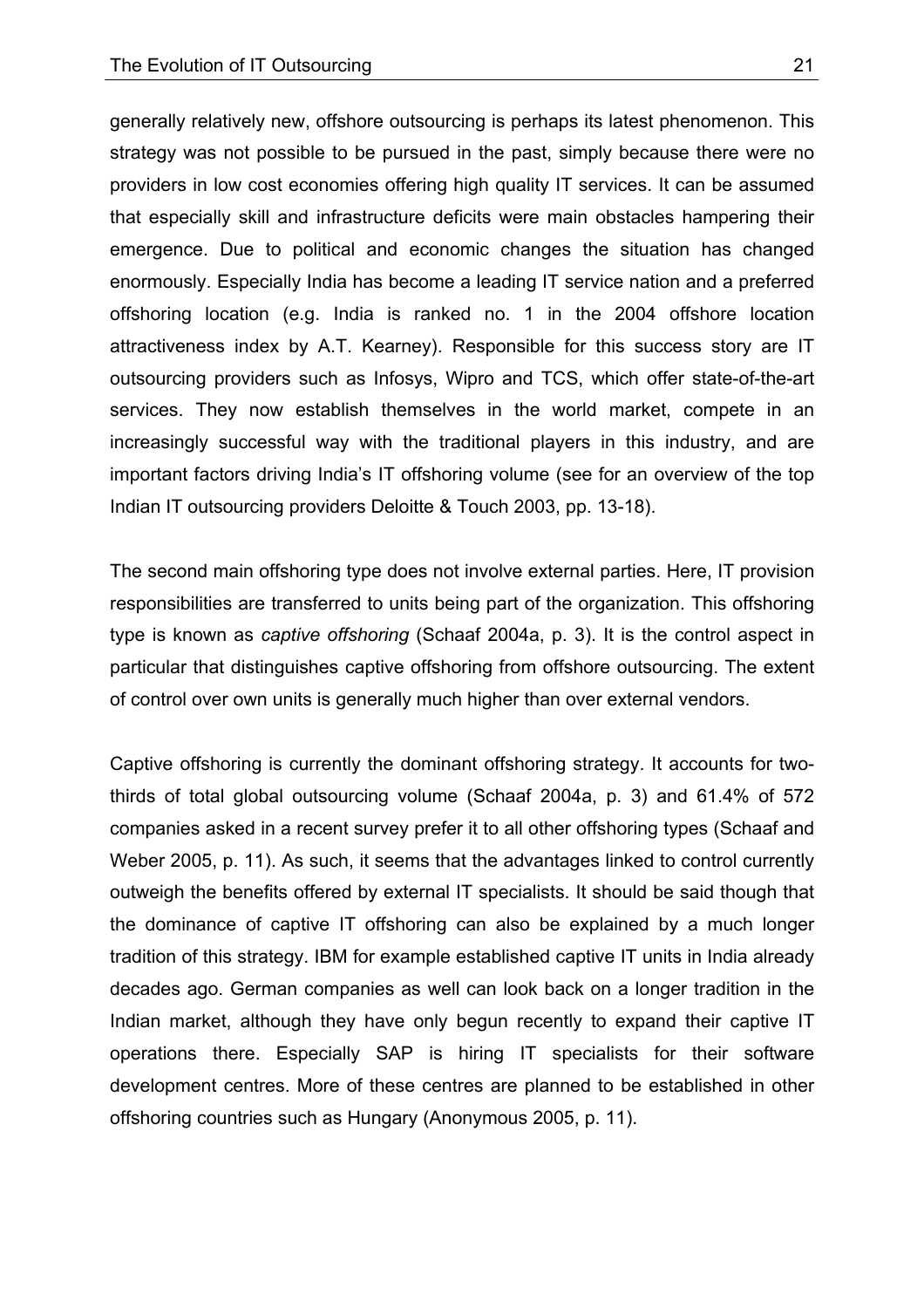generally relatively new, offshore outsourcing is perhaps its latest phenomenon. This strategy was not possible to be pursued in the past, simply because there were no providers in low cost economies offering high quality IT services. It can be assumed that especially skill and infrastructure deficits were main obstacles hampering their emergence. Due to political and economic changes the situation has changed enormously. Especially India has become a leading IT service nation and a preferred offshoring location (e.g. India is ranked no. 1 in the 2004 offshore location attractiveness index by A.T. Kearney). Responsible for this success story are IT outsourcing providers such as Infosys, Wipro and TCS, which offer state-of-the-art services. They now establish themselves in the world market, compete in an increasingly successful way with the traditional players in this industry, and are important factors driving India's IT offshoring volume (see for an overview of the top Indian IT outsourcing providers Deloitte & Touch 2003, pp. 13-18).

The second main offshoring type does not involve external parties. Here, IT provision responsibilities are transferred to units being part of the organization. This offshoring type is known as *captive offshoring* (Schaaf 2004a, p. 3). It is the control aspect in particular that distinguishes captive offshoring from offshore outsourcing. The extent of control over own units is generally much higher than over external vendors.

Captive offshoring is currently the dominant offshoring strategy. It accounts for two-thirds of total global outsourcing volume (Schaaf 2004a, p. 3) and 61.4% of 572 companies asked in a recent survey prefer it to all other offshoring types (Schaaf and Weber 2005, p. 11). As such, it seems that the advantages linked to control currently outweigh the benefits offered by external IT specialists. It should be said though that the dominance of captive IT offshoring can also be explained by a much longer tradition of this strategy. IBM for example established captive IT units in India already decades ago. German companies as well can look back on a longer tradition in the Indian market, although they have only begun recently to expand their captive IT operations there. Especially SAP is hiring IT specialists for their software development centres. More of these centres are planned to be established in other offshoring countries such as Hungary (Anonymous 2005, p. 11).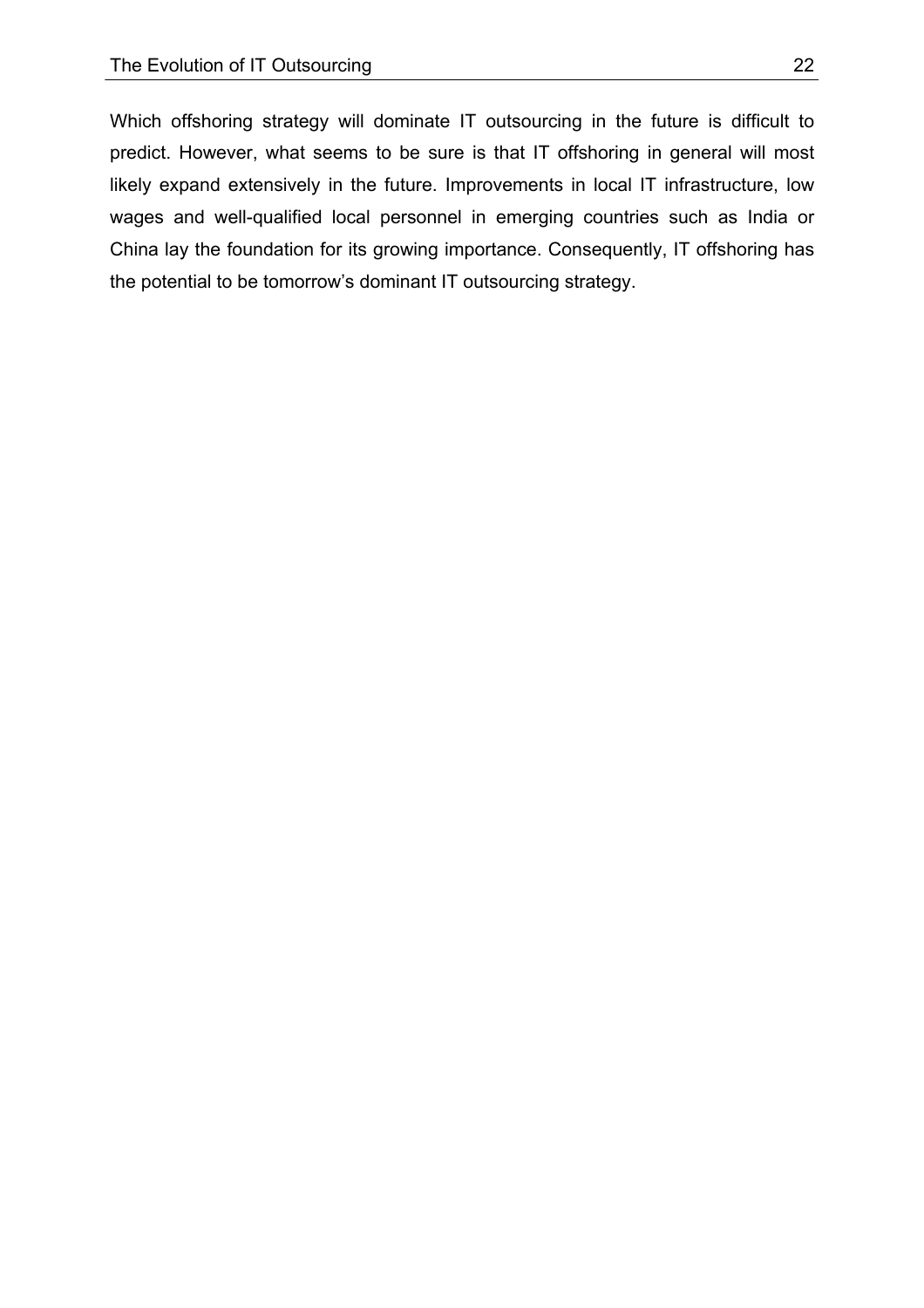Which offshoring strategy will dominate IT outsourcing in the future is difficult to predict. However, what seems to be sure is that IT offshoring in general will most likely expand extensively in the future. Improvements in local IT infrastructure, low wages and well-qualified local personnel in emerging countries such as India or China lay the foundation for its growing importance. Consequently, IT offshoring has the potential to be tomorrow's dominant IT outsourcing strategy.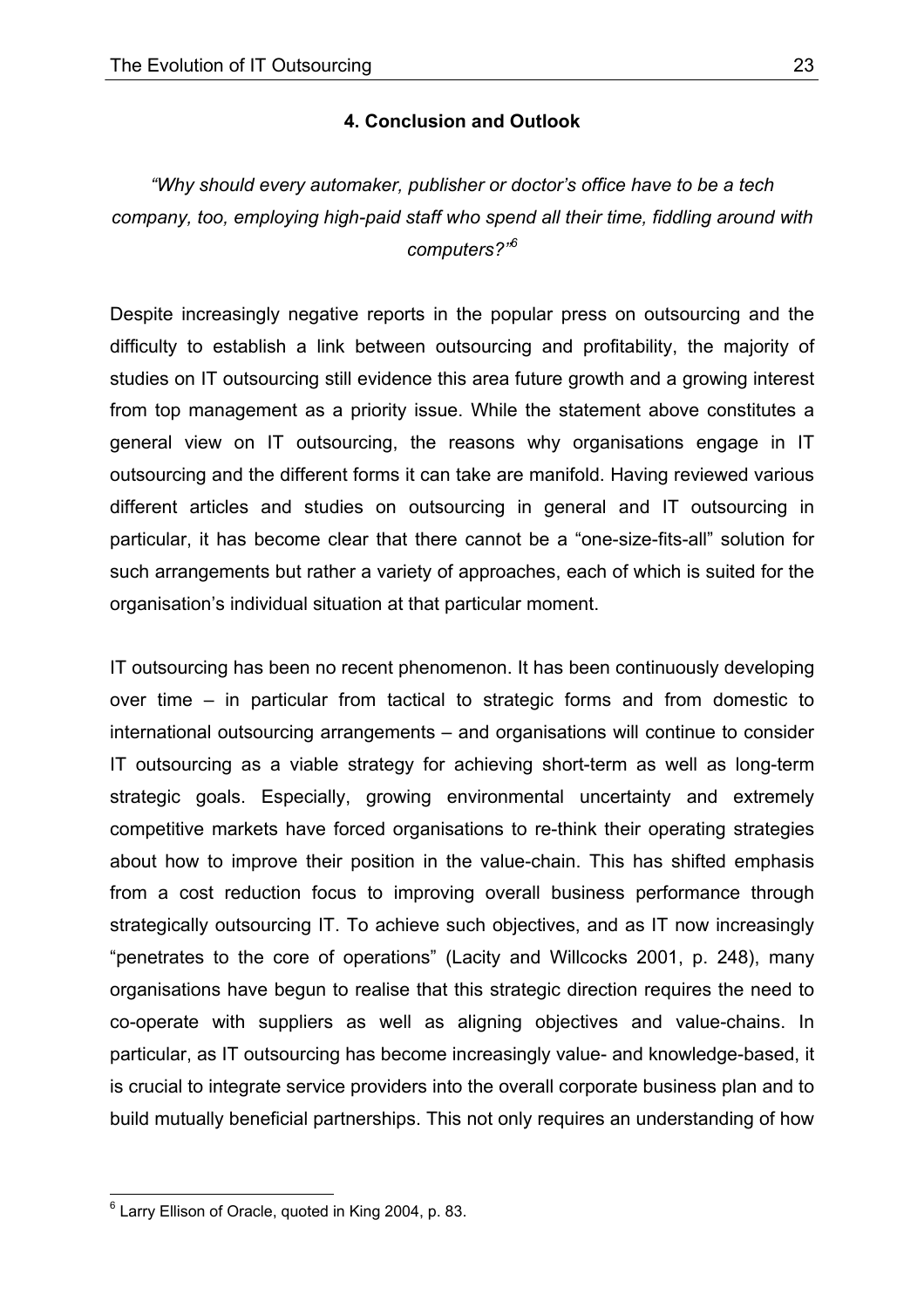## 4. Conclusion and Outlook

*"Why should every automaker, publisher or doctor's office have to be a tech company, too, employing high-paid staff who spend all their time, fiddling around with computers?"*[6]

Despite increasingly negative reports in the popular press on outsourcing and the difficulty to establish a link between outsourcing and profitability, the majority of studies on IT outsourcing still evidence this area future growth and a growing interest from top management as a priority issue. While the statement above constitutes a general view on IT outsourcing, the reasons why organisations engage in IT outsourcing and the different forms it can take are manifold. Having reviewed various different articles and studies on outsourcing in general and IT outsourcing in particular, it has become clear that there cannot be a "one-size-fits-all" solution for such arrangements but rather a variety of approaches, each of which is suited for the organisation's individual situation at that particular moment.

IT outsourcing has been no recent phenomenon. It has been continuously developing over time – in particular from tactical to strategic forms and from domestic to international outsourcing arrangements – and organisations will continue to consider IT outsourcing as a viable strategy for achieving short-term as well as long-term strategic goals. Especially, growing environmental uncertainty and extremely competitive markets have forced organisations to re-think their operating strategies about how to improve their position in the value-chain. This has shifted emphasis from a cost reduction focus to improving overall business performance through strategically outsourcing IT. To achieve such objectives, and as IT now increasingly "penetrates to the core of operations" (Lacity and Willcocks 2001, p. 248), many organisations have begun to realise that this strategic direction requires the need to co-operate with suppliers as well as aligning objectives and value-chains. In particular, as IT outsourcing has become increasingly value- and knowledge-based, it is crucial to integrate service providers into the overall corporate business plan and to build mutually beneficial partnerships. This not only requires an understanding of how

[6] Larry Ellison of Oracle, quoted in King 2004, p. 83.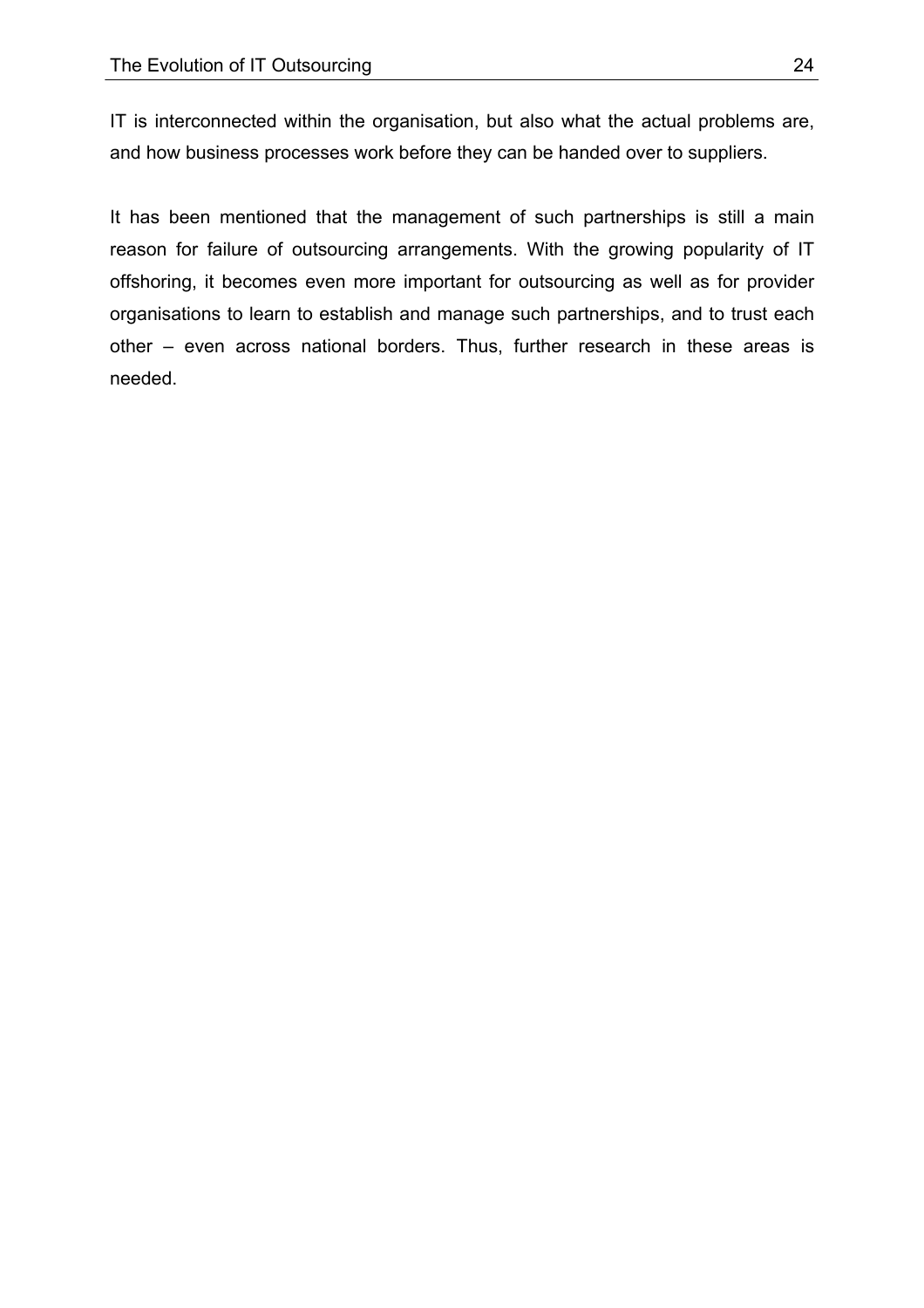IT is interconnected within the organisation, but also what the actual problems are, and how business processes work before they can be handed over to suppliers.

It has been mentioned that the management of such partnerships is still a main reason for failure of outsourcing arrangements. With the growing popularity of IT offshoring, it becomes even more important for outsourcing as well as for provider organisations to learn to establish and manage such partnerships, and to trust each other – even across national borders. Thus, further research in these areas is needed.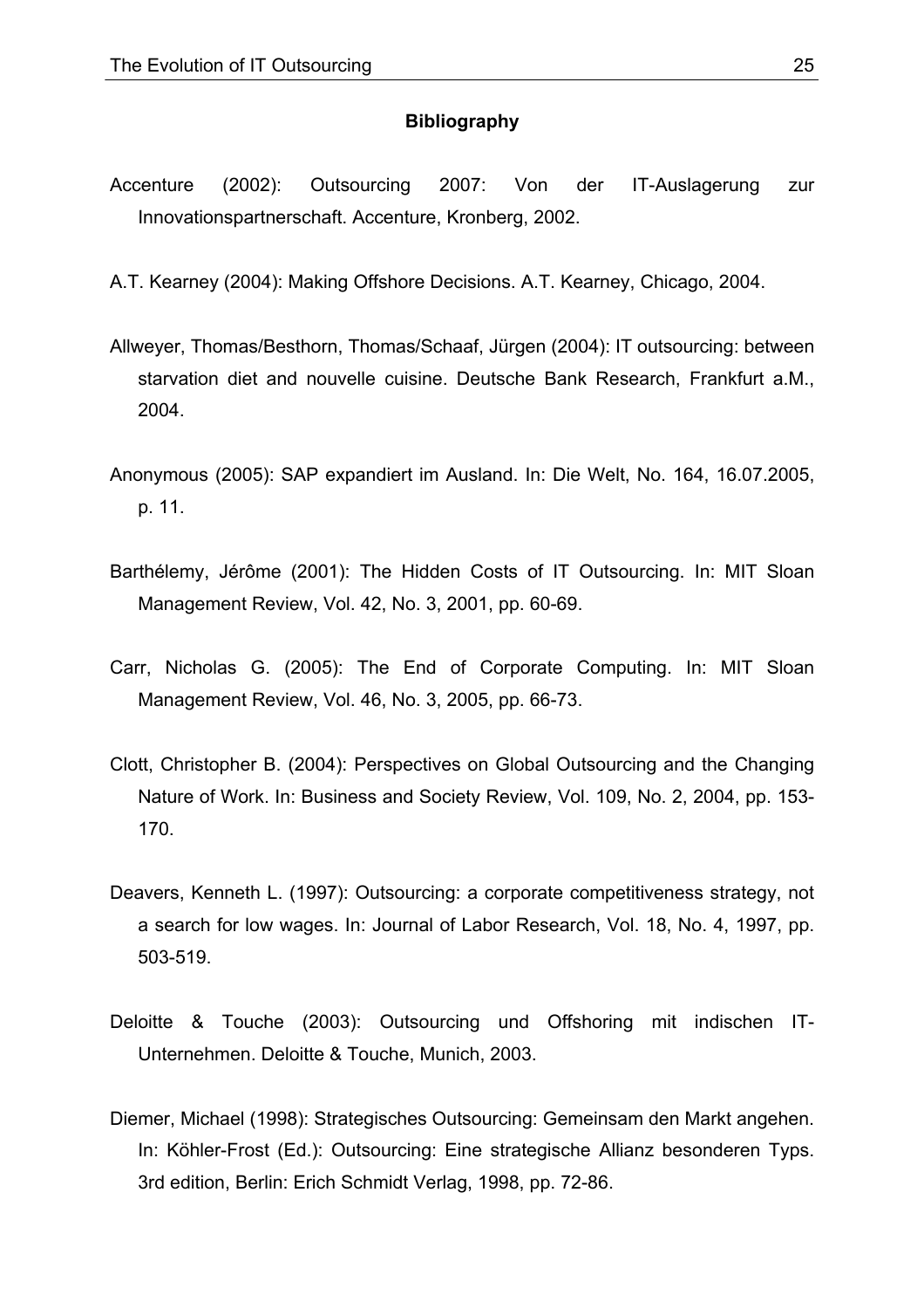## Bibliography

Accenture (2002): Outsourcing 2007: Von der IT-Auslagerung zur Innovationspartnerschaft. Accenture, Kronberg, 2002.

A.T. Kearney (2004): Making Offshore Decisions. A.T. Kearney, Chicago, 2004.

Allweyer, Thomas/Besthorn, Thomas/Schaaf, Jürgen (2004): IT outsourcing: between starvation diet and nouvelle cuisine. Deutsche Bank Research, Frankfurt a.M., 2004.

Anonymous (2005): SAP expandiert im Ausland. In: Die Welt, No. 164, 16.07.2005, p. 11.

Barthélemy, Jérôme (2001): The Hidden Costs of IT Outsourcing. In: MIT Sloan Management Review, Vol. 42, No. 3, 2001, pp. 60-69.

Carr, Nicholas G. (2005): The End of Corporate Computing. In: MIT Sloan Management Review, Vol. 46, No. 3, 2005, pp. 66-73.

Clott, Christopher B. (2004): Perspectives on Global Outsourcing and the Changing Nature of Work. In: Business and Society Review, Vol. 109, No. 2, 2004, pp. 153-170.

Deavers, Kenneth L. (1997): Outsourcing: a corporate competitiveness strategy, not a search for low wages. In: Journal of Labor Research, Vol. 18, No. 4, 1997, pp. 503-519.

Deloitte & Touche (2003): Outsourcing und Offshoring mit indischen IT-Unternehmen. Deloitte & Touche, Munich, 2003.

Diemer, Michael (1998): Strategisches Outsourcing: Gemeinsam den Markt angehen. In: Köhler-Frost (Ed.): Outsourcing: Eine strategische Allianz besonderen Typs. 3rd edition, Berlin: Erich Schmidt Verlag, 1998, pp. 72-86.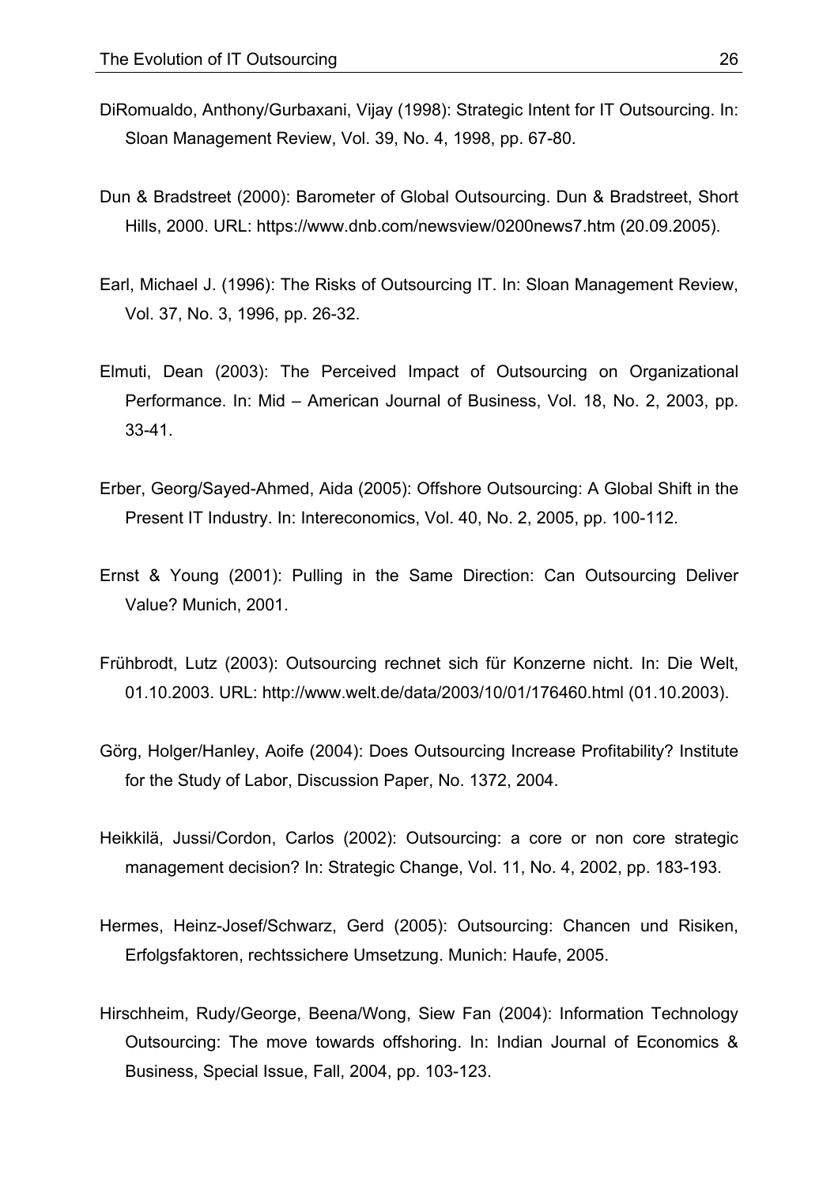DiRomualdo, Anthony/Gurbaxani, Vijay (1998): Strategic Intent for IT Outsourcing. In: Sloan Management Review, Vol. 39, No. 4, 1998, pp. 67-80.

Dun & Bradstreet (2000): Barometer of Global Outsourcing. Dun & Bradstreet, Short Hills, 2000. URL: https://www.dnb.com/newsview/0200news7.htm (20.09.2005).

Earl, Michael J. (1996): The Risks of Outsourcing IT. In: Sloan Management Review, Vol. 37, No. 3, 1996, pp. 26-32.

Elmuti, Dean (2003): The Perceived Impact of Outsourcing on Organizational Performance. In: Mid – American Journal of Business, Vol. 18, No. 2, 2003, pp. 33-41.

Erber, Georg/Sayed-Ahmed, Aida (2005): Offshore Outsourcing: A Global Shift in the Present IT Industry. In: Intereconomics, Vol. 40, No. 2, 2005, pp. 100-112.

Ernst & Young (2001): Pulling in the Same Direction: Can Outsourcing Deliver Value? Munich, 2001.

Frühbrodt, Lutz (2003): Outsourcing rechnet sich für Konzerne nicht. In: Die Welt, 01.10.2003. URL: http://www.welt.de/data/2003/10/01/176460.html (01.10.2003).

Görg, Holger/Hanley, Aoife (2004): Does Outsourcing Increase Profitability? Institute for the Study of Labor, Discussion Paper, No. 1372, 2004.

Heikkilä, Jussi/Cordon, Carlos (2002): Outsourcing: a core or non core strategic management decision? In: Strategic Change, Vol. 11, No. 4, 2002, pp. 183-193.

Hermes, Heinz-Josef/Schwarz, Gerd (2005): Outsourcing: Chancen und Risiken, Erfolgsfaktoren, rechtssichere Umsetzung. Munich: Haufe, 2005.

Hirschheim, Rudy/George, Beena/Wong, Siew Fan (2004): Information Technology Outsourcing: The move towards offshoring. In: Indian Journal of Economics & Business, Special Issue, Fall, 2004, pp. 103-123.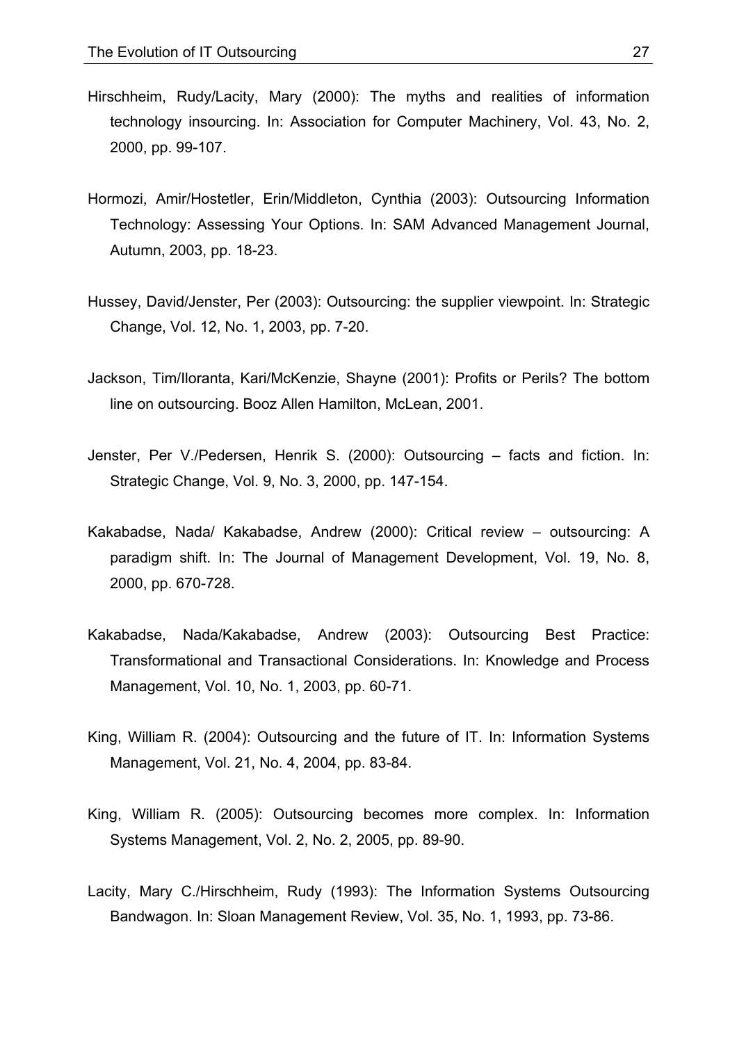Hirschheim, Rudy/Lacity, Mary (2000): The myths and realities of information technology insourcing. In: Association for Computer Machinery, Vol. 43, No. 2, 2000, pp. 99-107.

Hormozi, Amir/Hostetler, Erin/Middleton, Cynthia (2003): Outsourcing Information Technology: Assessing Your Options. In: SAM Advanced Management Journal, Autumn, 2003, pp. 18-23.

Hussey, David/Jenster, Per (2003): Outsourcing: the supplier viewpoint. In: Strategic Change, Vol. 12, No. 1, 2003, pp. 7-20.

Jackson, Tim/Iloranta, Kari/McKenzie, Shayne (2001): Profits or Perils? The bottom line on outsourcing. Booz Allen Hamilton, McLean, 2001.

Jenster, Per V./Pedersen, Henrik S. (2000): Outsourcing – facts and fiction. In: Strategic Change, Vol. 9, No. 3, 2000, pp. 147-154.

Kakabadse, Nada/ Kakabadse, Andrew (2000): Critical review – outsourcing: A paradigm shift. In: The Journal of Management Development, Vol. 19, No. 8, 2000, pp. 670-728.

Kakabadse, Nada/Kakabadse, Andrew (2003): Outsourcing Best Practice: Transformational and Transactional Considerations. In: Knowledge and Process Management, Vol. 10, No. 1, 2003, pp. 60-71.

King, William R. (2004): Outsourcing and the future of IT. In: Information Systems Management, Vol. 21, No. 4, 2004, pp. 83-84.

King, William R. (2005): Outsourcing becomes more complex. In: Information Systems Management, Vol. 2, No. 2, 2005, pp. 89-90.

Lacity, Mary C./Hirschheim, Rudy (1993): The Information Systems Outsourcing Bandwagon. In: Sloan Management Review, Vol. 35, No. 1, 1993, pp. 73-86.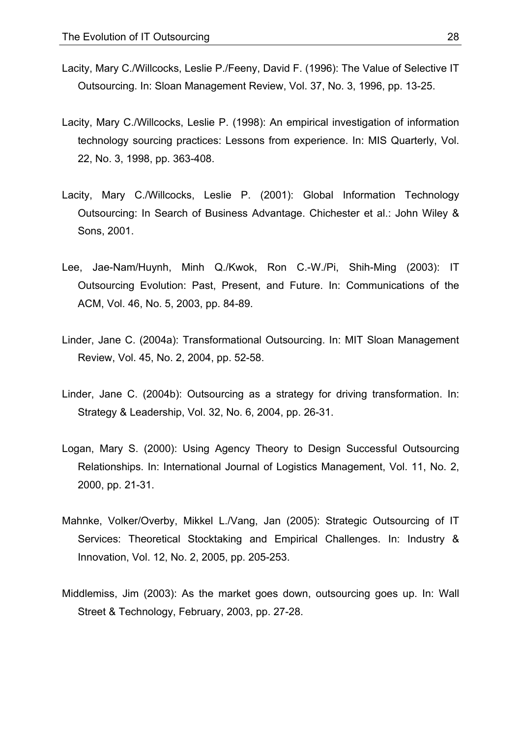Lacity, Mary C./Willcocks, Leslie P./Feeny, David F. (1996): The Value of Selective IT Outsourcing. In: Sloan Management Review, Vol. 37, No. 3, 1996, pp. 13-25.

Lacity, Mary C./Willcocks, Leslie P. (1998): An empirical investigation of information technology sourcing practices: Lessons from experience. In: MIS Quarterly, Vol. 22, No. 3, 1998, pp. 363-408.

Lacity, Mary C./Willcocks, Leslie P. (2001): Global Information Technology Outsourcing: In Search of Business Advantage. Chichester et al.: John Wiley & Sons, 2001.

Lee, Jae-Nam/Huynh, Minh Q./Kwok, Ron C.-W./Pi, Shih-Ming (2003): IT Outsourcing Evolution: Past, Present, and Future. In: Communications of the ACM, Vol. 46, No. 5, 2003, pp. 84-89.

Linder, Jane C. (2004a): Transformational Outsourcing. In: MIT Sloan Management Review, Vol. 45, No. 2, 2004, pp. 52-58.

Linder, Jane C. (2004b): Outsourcing as a strategy for driving transformation. In: Strategy & Leadership, Vol. 32, No. 6, 2004, pp. 26-31.

Logan, Mary S. (2000): Using Agency Theory to Design Successful Outsourcing Relationships. In: International Journal of Logistics Management, Vol. 11, No. 2, 2000, pp. 21-31.

Mahnke, Volker/Overby, Mikkel L./Vang, Jan (2005): Strategic Outsourcing of IT Services: Theoretical Stocktaking and Empirical Challenges. In: Industry & Innovation, Vol. 12, No. 2, 2005, pp. 205-253.

Middlemiss, Jim (2003): As the market goes down, outsourcing goes up. In: Wall Street & Technology, February, 2003, pp. 27-28.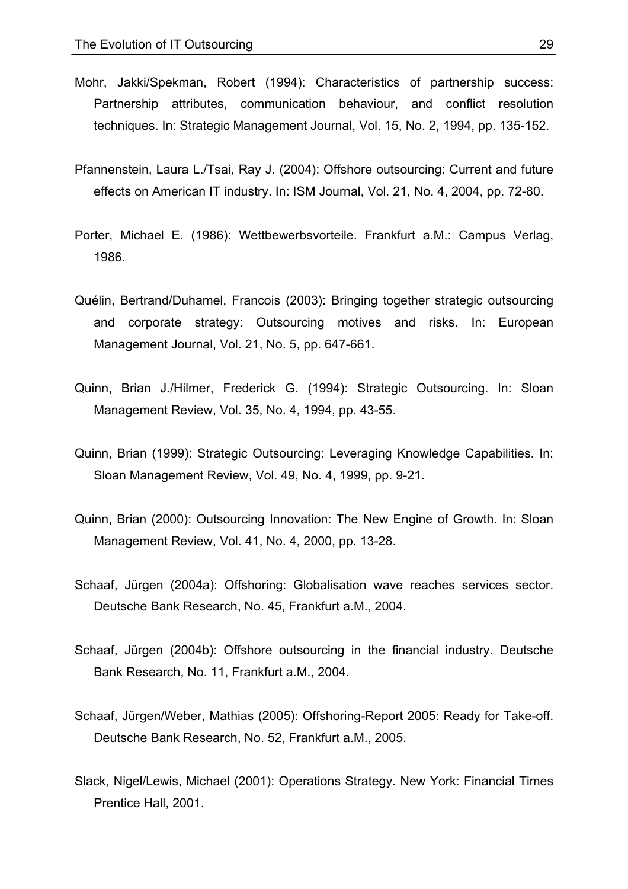Mohr, Jakki/Spekman, Robert (1994): Characteristics of partnership success: Partnership attributes, communication behaviour, and conflict resolution techniques. In: Strategic Management Journal, Vol. 15, No. 2, 1994, pp. 135-152.

Pfannenstein, Laura L./Tsai, Ray J. (2004): Offshore outsourcing: Current and future effects on American IT industry. In: ISM Journal, Vol. 21, No. 4, 2004, pp. 72-80.

Porter, Michael E. (1986): Wettbewerbsvorteile. Frankfurt a.M.: Campus Verlag, 1986.

Quélin, Bertrand/Duhamel, Francois (2003): Bringing together strategic outsourcing and corporate strategy: Outsourcing motives and risks. In: European Management Journal, Vol. 21, No. 5, pp. 647-661.

Quinn, Brian J./Hilmer, Frederick G. (1994): Strategic Outsourcing. In: Sloan Management Review, Vol. 35, No. 4, 1994, pp. 43-55.

Quinn, Brian (1999): Strategic Outsourcing: Leveraging Knowledge Capabilities. In: Sloan Management Review, Vol. 49, No. 4, 1999, pp. 9-21.

Quinn, Brian (2000): Outsourcing Innovation: The New Engine of Growth. In: Sloan Management Review, Vol. 41, No. 4, 2000, pp. 13-28.

Schaaf, Jürgen (2004a): Offshoring: Globalisation wave reaches services sector. Deutsche Bank Research, No. 45, Frankfurt a.M., 2004.

Schaaf, Jürgen (2004b): Offshore outsourcing in the financial industry. Deutsche Bank Research, No. 11, Frankfurt a.M., 2004.

Schaaf, Jürgen/Weber, Mathias (2005): Offshoring-Report 2005: Ready for Take-off. Deutsche Bank Research, No. 52, Frankfurt a.M., 2005.

Slack, Nigel/Lewis, Michael (2001): Operations Strategy. New York: Financial Times Prentice Hall, 2001.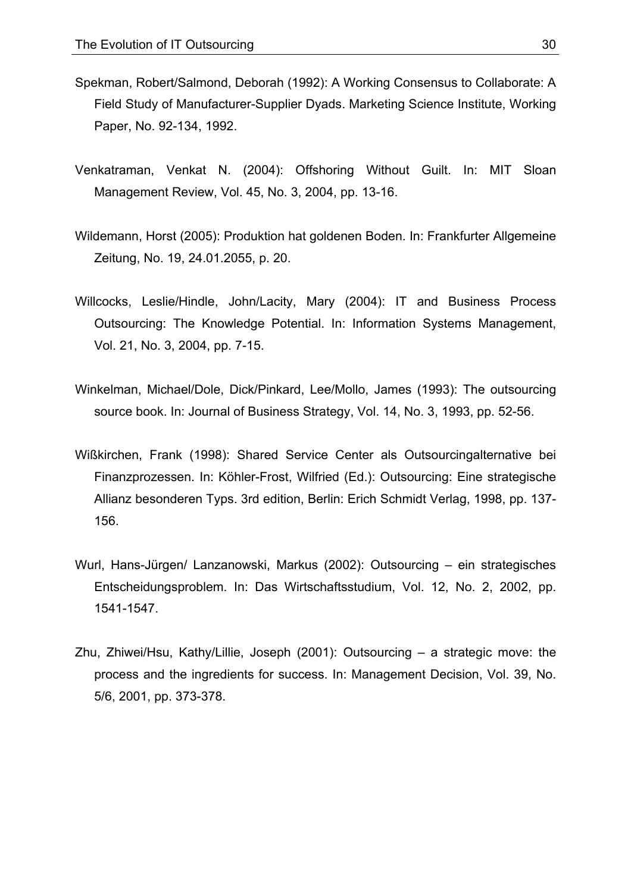Spekman, Robert/Salmond, Deborah (1992): A Working Consensus to Collaborate: A Field Study of Manufacturer-Supplier Dyads. Marketing Science Institute, Working Paper, No. 92-134, 1992.

Venkatraman, Venkat N. (2004): Offshoring Without Guilt. In: MIT Sloan Management Review, Vol. 45, No. 3, 2004, pp. 13-16.

Wildemann, Horst (2005): Produktion hat goldenen Boden. In: Frankfurter Allgemeine Zeitung, No. 19, 24.01.2055, p. 20.

Willcocks, Leslie/Hindle, John/Lacity, Mary (2004): IT and Business Process Outsourcing: The Knowledge Potential. In: Information Systems Management, Vol. 21, No. 3, 2004, pp. 7-15.

Winkelman, Michael/Dole, Dick/Pinkard, Lee/Mollo, James (1993): The outsourcing source book. In: Journal of Business Strategy, Vol. 14, No. 3, 1993, pp. 52-56.

Wißkirchen, Frank (1998): Shared Service Center als Outsourcingalternative bei Finanzprozessen. In: Köhler-Frost, Wilfried (Ed.): Outsourcing: Eine strategische Allianz besonderen Typs. 3rd edition, Berlin: Erich Schmidt Verlag, 1998, pp. 137-156.

Wurl, Hans-Jürgen/ Lanzanowski, Markus (2002): Outsourcing – ein strategisches Entscheidungsproblem. In: Das Wirtschaftsstudium, Vol. 12, No. 2, 2002, pp. 1541-1547.

Zhu, Zhiwei/Hsu, Kathy/Lillie, Joseph (2001): Outsourcing – a strategic move: the process and the ingredients for success. In: Management Decision, Vol. 39, No. 5/6, 2001, pp. 373-378.